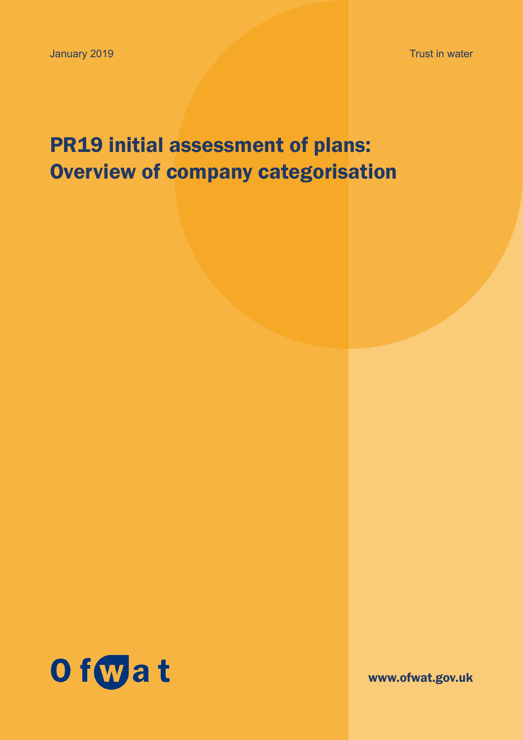January 2019

Trust in water

# PR19 initial assessment of plans: Overview of company categorisation

Ofwat

www.ofwat.gov.uk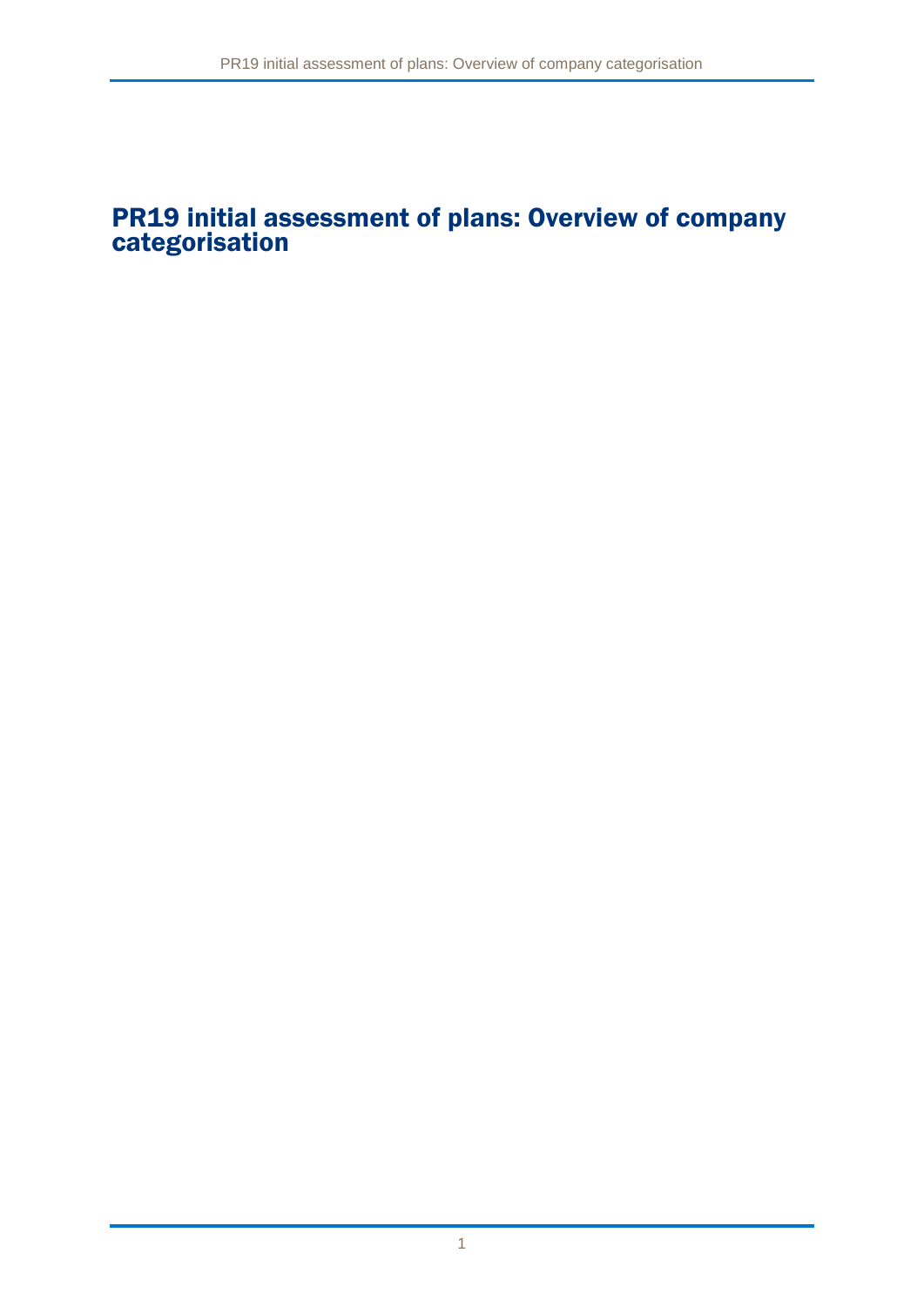# PR19 initial assessment of plans: Overview of company categorisation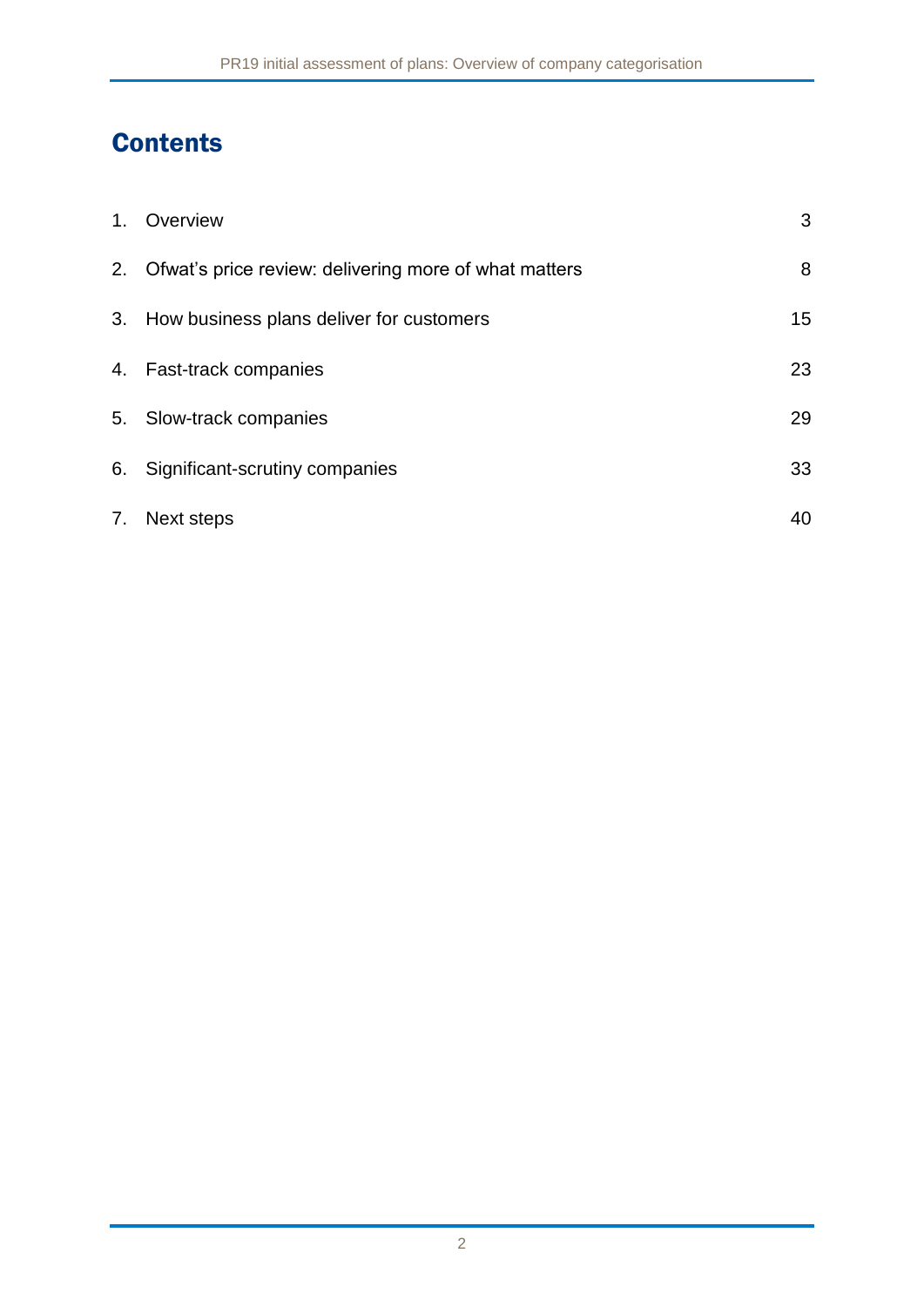# Contents

| | | |
|---|---|---|
| 1. | Overview | 3 |
| 2. | Ofwat's price review: delivering more of what matters | 8 |
| 3. | How business plans deliver for customers | 15 |
| 4. | Fast-track companies | 23 |
| 5. | Slow-track companies | 29 |
| 6. | Significant-scrutiny companies | 33 |
| 7. | Next steps | 40 |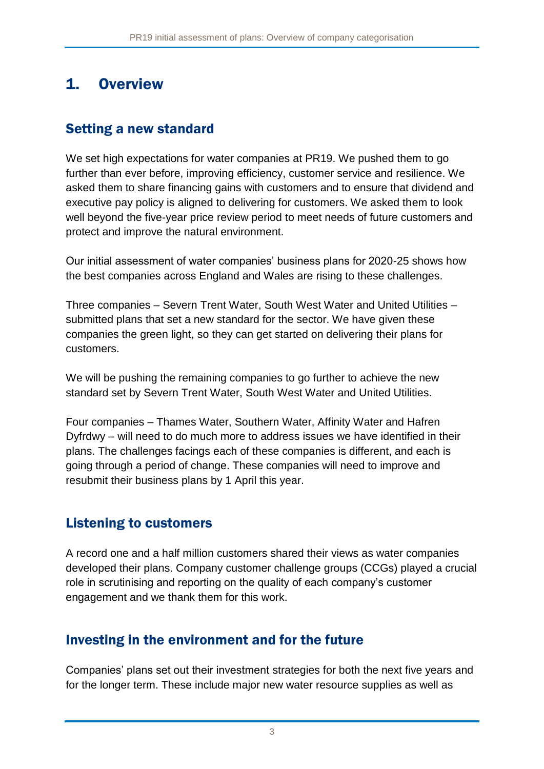# 1. Overview

## Setting a new standard

We set high expectations for water companies at PR19. We pushed them to go further than ever before, improving efficiency, customer service and resilience. We asked them to share financing gains with customers and to ensure that dividend and executive pay policy is aligned to delivering for customers. We asked them to look well beyond the five-year price review period to meet needs of future customers and protect and improve the natural environment.

Our initial assessment of water companies' business plans for 2020-25 shows how the best companies across England and Wales are rising to these challenges.

Three companies – Severn Trent Water, South West Water and United Utilities – submitted plans that set a new standard for the sector. We have given these companies the green light, so they can get started on delivering their plans for customers.

We will be pushing the remaining companies to go further to achieve the new standard set by Severn Trent Water, South West Water and United Utilities.

Four companies – Thames Water, Southern Water, Affinity Water and Hafren Dyfrdwy – will need to do much more to address issues we have identified in their plans. The challenges facings each of these companies is different, and each is going through a period of change. These companies will need to improve and resubmit their business plans by 1 April this year.

## Listening to customers

A record one and a half million customers shared their views as water companies developed their plans. Company customer challenge groups (CCGs) played a crucial role in scrutinising and reporting on the quality of each company's customer engagement and we thank them for this work.

## Investing in the environment and for the future

Companies' plans set out their investment strategies for both the next five years and for the longer term. These include major new water resource supplies as well as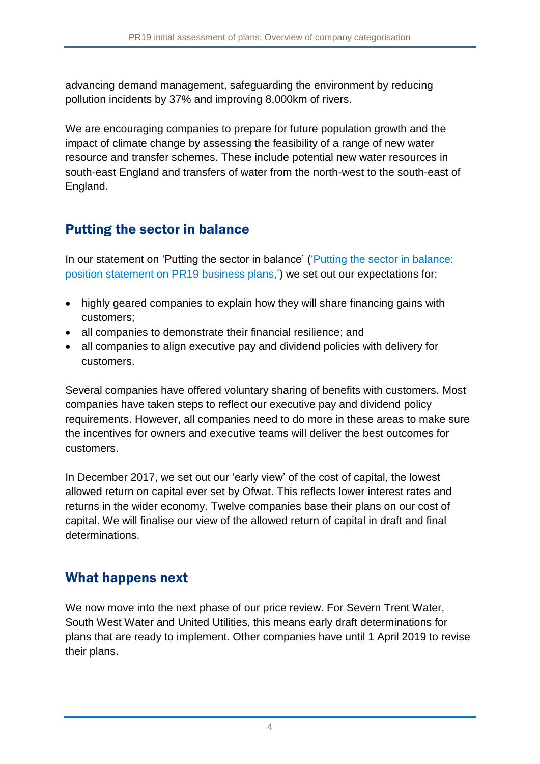advancing demand management, safeguarding the environment by reducing pollution incidents by 37% and improving 8,000km of rivers.

We are encouraging companies to prepare for future population growth and the impact of climate change by assessing the feasibility of a range of new water resource and transfer schemes. These include potential new water resources in south-east England and transfers of water from the north-west to the south-east of England.

## Putting the sector in balance

In our statement on 'Putting the sector in balance' ('Putting the sector in balance: position statement on PR19 business plans,') we set out our expectations for:

- highly geared companies to explain how they will share financing gains with customers;
- all companies to demonstrate their financial resilience; and
- all companies to align executive pay and dividend policies with delivery for customers.

Several companies have offered voluntary sharing of benefits with customers. Most companies have taken steps to reflect our executive pay and dividend policy requirements. However, all companies need to do more in these areas to make sure the incentives for owners and executive teams will deliver the best outcomes for customers.

In December 2017, we set out our 'early view' of the cost of capital, the lowest allowed return on capital ever set by Ofwat. This reflects lower interest rates and returns in the wider economy. Twelve companies base their plans on our cost of capital. We will finalise our view of the allowed return of capital in draft and final determinations.

## What happens next

We now move into the next phase of our price review. For Severn Trent Water, South West Water and United Utilities, this means early draft determinations for plans that are ready to implement. Other companies have until 1 April 2019 to revise their plans.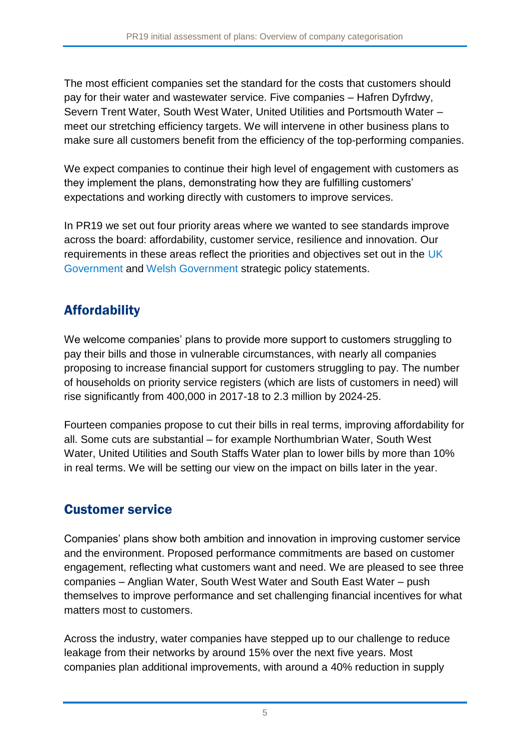The most efficient companies set the standard for the costs that customers should pay for their water and wastewater service. Five companies – Hafren Dyfrdwy, Severn Trent Water, South West Water, United Utilities and Portsmouth Water – meet our stretching efficiency targets. We will intervene in other business plans to make sure all customers benefit from the efficiency of the top-performing companies.

We expect companies to continue their high level of engagement with customers as they implement the plans, demonstrating how they are fulfilling customers' expectations and working directly with customers to improve services.

In PR19 we set out four priority areas where we wanted to see standards improve across the board: affordability, customer service, resilience and innovation. Our requirements in these areas reflect the priorities and objectives set out in the UK Government and Welsh Government strategic policy statements.

## Affordability

We welcome companies' plans to provide more support to customers struggling to pay their bills and those in vulnerable circumstances, with nearly all companies proposing to increase financial support for customers struggling to pay. The number of households on priority service registers (which are lists of customers in need) will rise significantly from 400,000 in 2017-18 to 2.3 million by 2024-25.

Fourteen companies propose to cut their bills in real terms, improving affordability for all. Some cuts are substantial – for example Northumbrian Water, South West Water, United Utilities and South Staffs Water plan to lower bills by more than 10% in real terms. We will be setting our view on the impact on bills later in the year.

## Customer service

Companies' plans show both ambition and innovation in improving customer service and the environment. Proposed performance commitments are based on customer engagement, reflecting what customers want and need. We are pleased to see three companies – Anglian Water, South West Water and South East Water – push themselves to improve performance and set challenging financial incentives for what matters most to customers.

Across the industry, water companies have stepped up to our challenge to reduce leakage from their networks by around 15% over the next five years. Most companies plan additional improvements, with around a 40% reduction in supply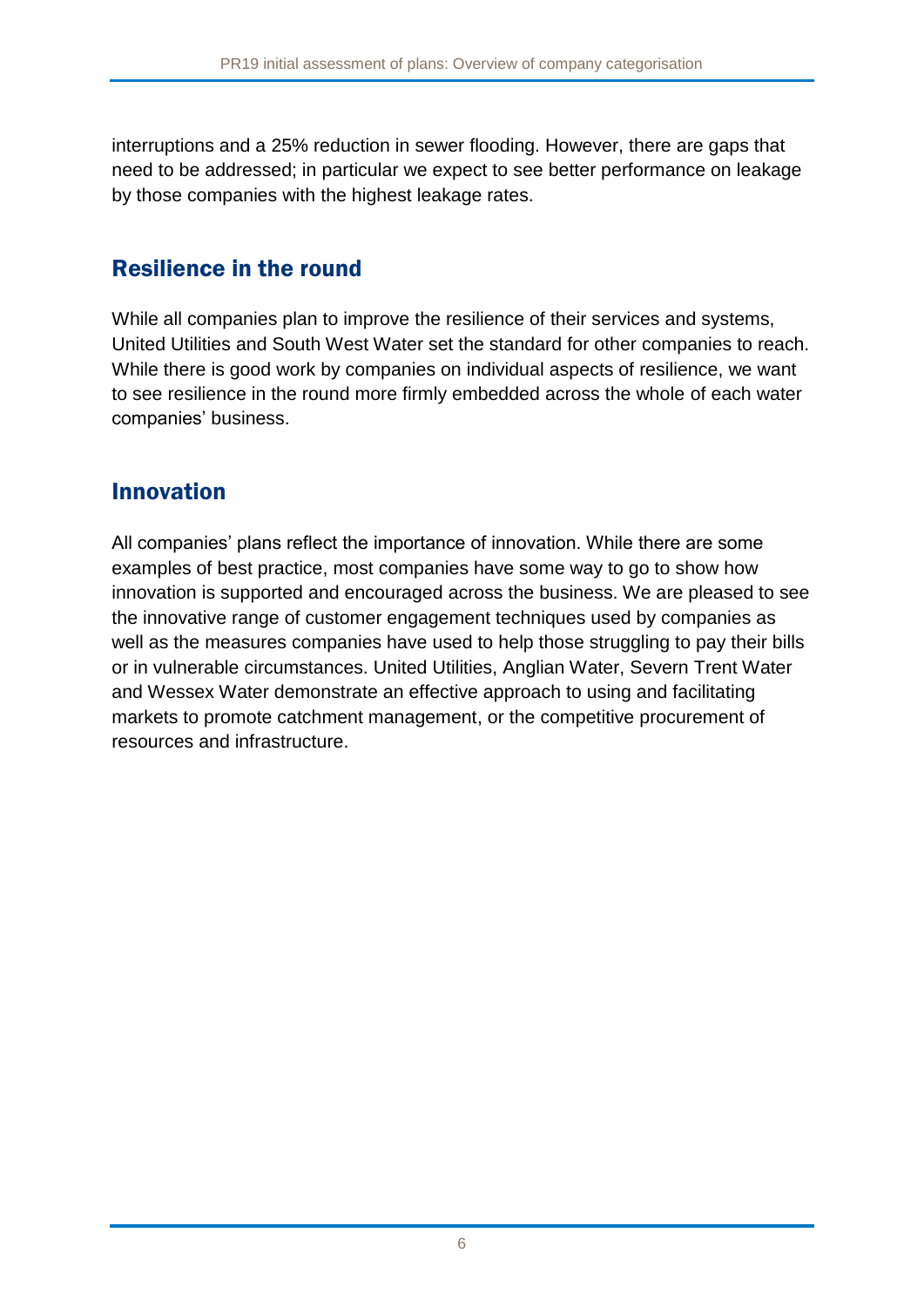interruptions and a 25% reduction in sewer flooding. However, there are gaps that need to be addressed; in particular we expect to see better performance on leakage by those companies with the highest leakage rates.

## Resilience in the round

While all companies plan to improve the resilience of their services and systems, United Utilities and South West Water set the standard for other companies to reach. While there is good work by companies on individual aspects of resilience, we want to see resilience in the round more firmly embedded across the whole of each water companies' business.

## Innovation

All companies' plans reflect the importance of innovation. While there are some examples of best practice, most companies have some way to go to show how innovation is supported and encouraged across the business. We are pleased to see the innovative range of customer engagement techniques used by companies as well as the measures companies have used to help those struggling to pay their bills or in vulnerable circumstances. United Utilities, Anglian Water, Severn Trent Water and Wessex Water demonstrate an effective approach to using and facilitating markets to promote catchment management, or the competitive procurement of resources and infrastructure.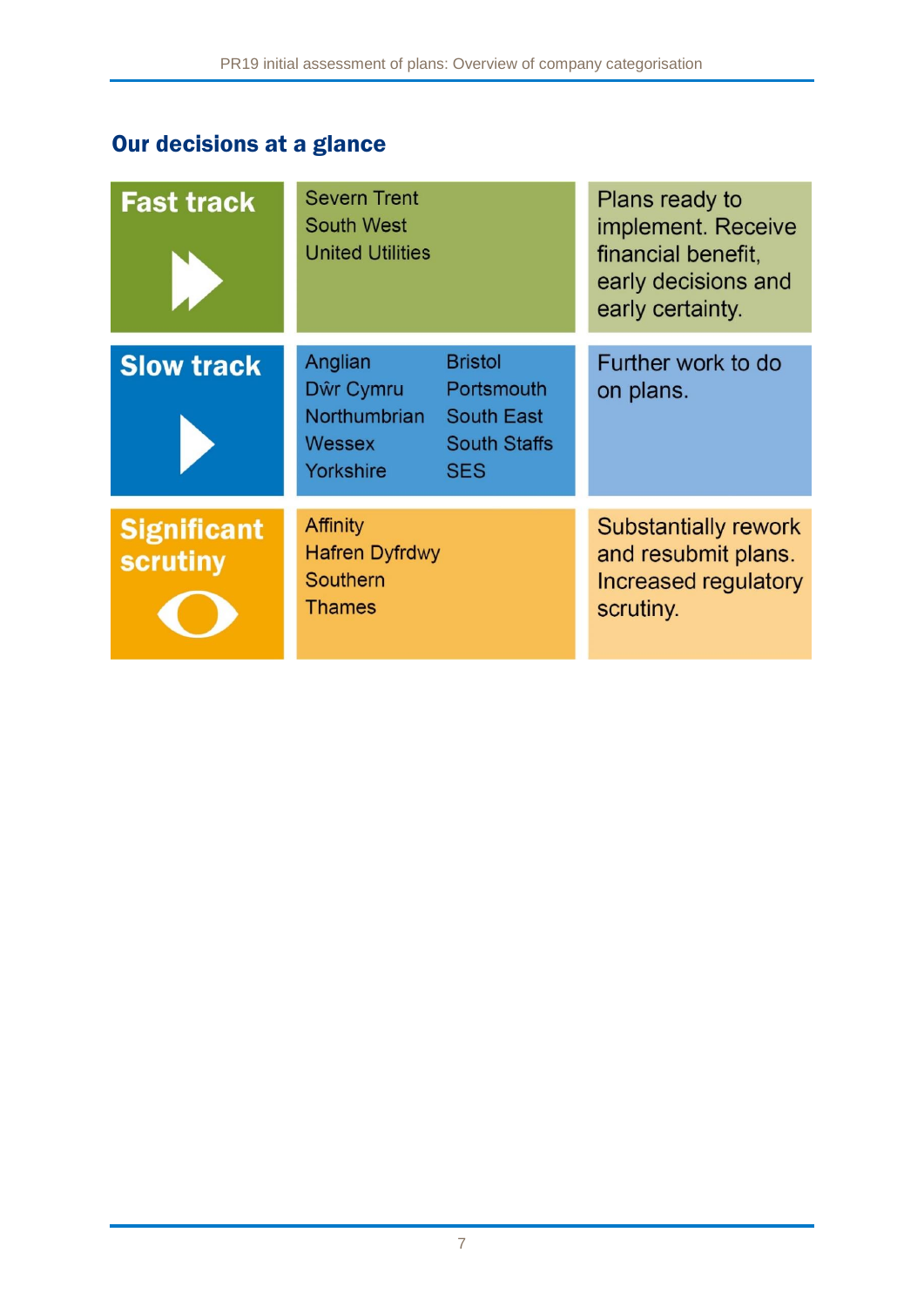## Our decisions at a glance

| Category | Companies | Outcome |
| --- | --- | --- |
| Fast track | Severn Trent<br>South West<br>United Utilities | Plans ready to implement. Receive financial benefit, early decisions and early certainty. |
| Slow track | Anglian<br>Dŵr Cymru<br>Northumbrian<br>Wessex<br>Yorkshire<br>Bristol<br>Portsmouth<br>South East<br>South Staffs<br>SES | Further work to do on plans. |
| Significant scrutiny | Affinity<br>Hafren Dyfrdwy<br>Southern<br>Thames | Substantially rework and resubmit plans. Increased regulatory scrutiny. |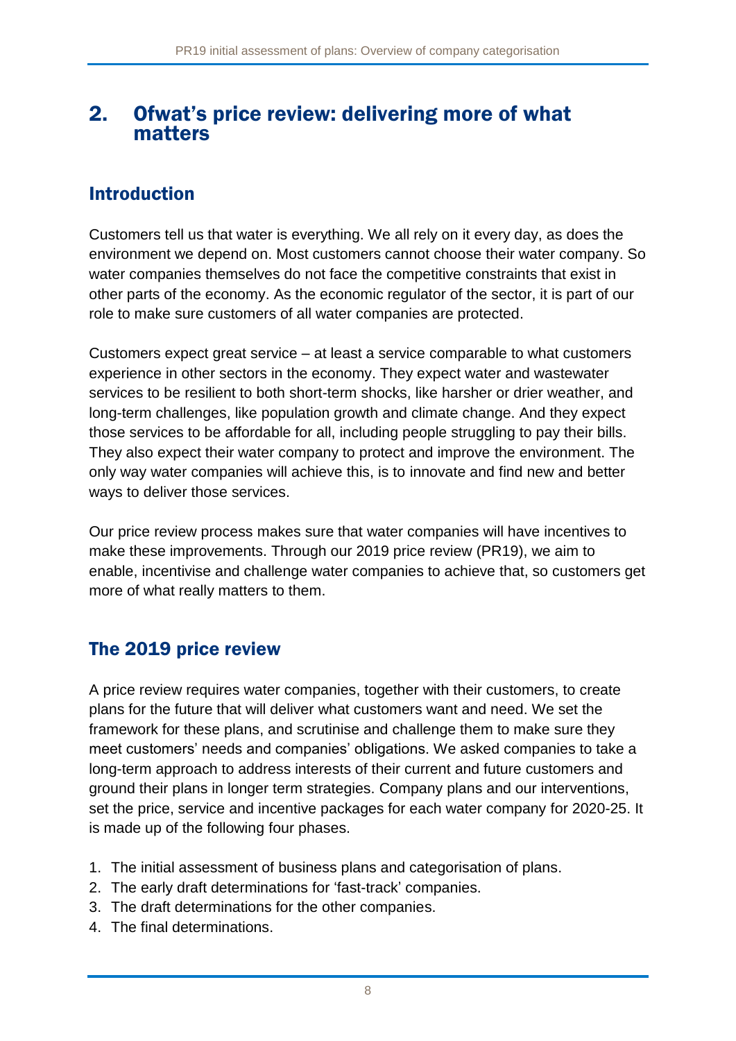## 2. Ofwat's price review: delivering more of what matters

### Introduction

Customers tell us that water is everything. We all rely on it every day, as does the environment we depend on. Most customers cannot choose their water company. So water companies themselves do not face the competitive constraints that exist in other parts of the economy. As the economic regulator of the sector, it is part of our role to make sure customers of all water companies are protected.

Customers expect great service – at least a service comparable to what customers experience in other sectors in the economy. They expect water and wastewater services to be resilient to both short-term shocks, like harsher or drier weather, and long-term challenges, like population growth and climate change. And they expect those services to be affordable for all, including people struggling to pay their bills. They also expect their water company to protect and improve the environment. The only way water companies will achieve this, is to innovate and find new and better ways to deliver those services.

Our price review process makes sure that water companies will have incentives to make these improvements. Through our 2019 price review (PR19), we aim to enable, incentivise and challenge water companies to achieve that, so customers get more of what really matters to them.

### The 2019 price review

A price review requires water companies, together with their customers, to create plans for the future that will deliver what customers want and need. We set the framework for these plans, and scrutinise and challenge them to make sure they meet customers' needs and companies' obligations. We asked companies to take a long-term approach to address interests of their current and future customers and ground their plans in longer term strategies. Company plans and our interventions, set the price, service and incentive packages for each water company for 2020-25. It is made up of the following four phases.

1. The initial assessment of business plans and categorisation of plans.
2. The early draft determinations for 'fast-track' companies.
3. The draft determinations for the other companies.
4. The final determinations.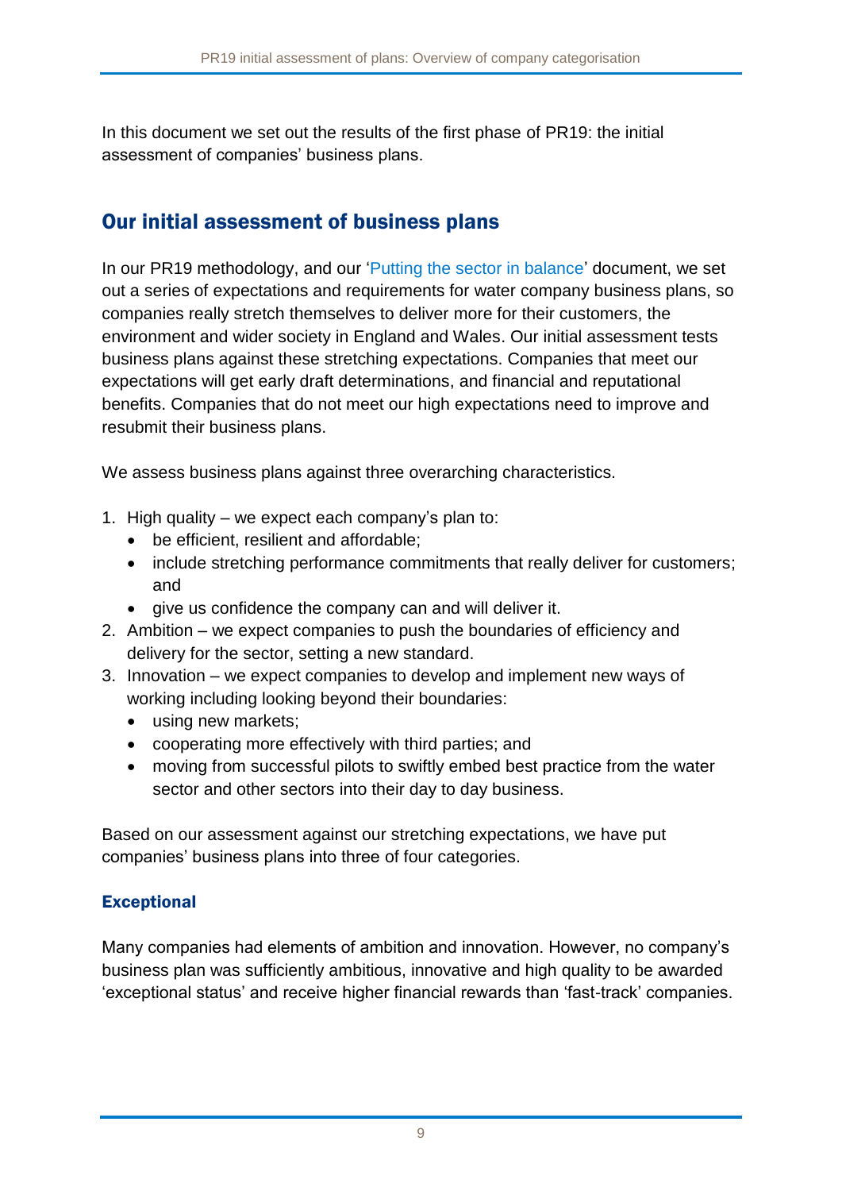In this document we set out the results of the first phase of PR19: the initial assessment of companies' business plans.

## Our initial assessment of business plans

In our PR19 methodology, and our 'Putting the sector in balance' document, we set out a series of expectations and requirements for water company business plans, so companies really stretch themselves to deliver more for their customers, the environment and wider society in England and Wales. Our initial assessment tests business plans against these stretching expectations. Companies that meet our expectations will get early draft determinations, and financial and reputational benefits. Companies that do not meet our high expectations need to improve and resubmit their business plans.

We assess business plans against three overarching characteristics.

1. High quality – we expect each company's plan to:
   - be efficient, resilient and affordable;
   - include stretching performance commitments that really deliver for customers; and
   - give us confidence the company can and will deliver it.
2. Ambition – we expect companies to push the boundaries of efficiency and delivery for the sector, setting a new standard.
3. Innovation – we expect companies to develop and implement new ways of working including looking beyond their boundaries:
   - using new markets;
   - cooperating more effectively with third parties; and
   - moving from successful pilots to swiftly embed best practice from the water sector and other sectors into their day to day business.

Based on our assessment against our stretching expectations, we have put companies' business plans into three of four categories.

### Exceptional

Many companies had elements of ambition and innovation. However, no company's business plan was sufficiently ambitious, innovative and high quality to be awarded 'exceptional status' and receive higher financial rewards than 'fast-track' companies.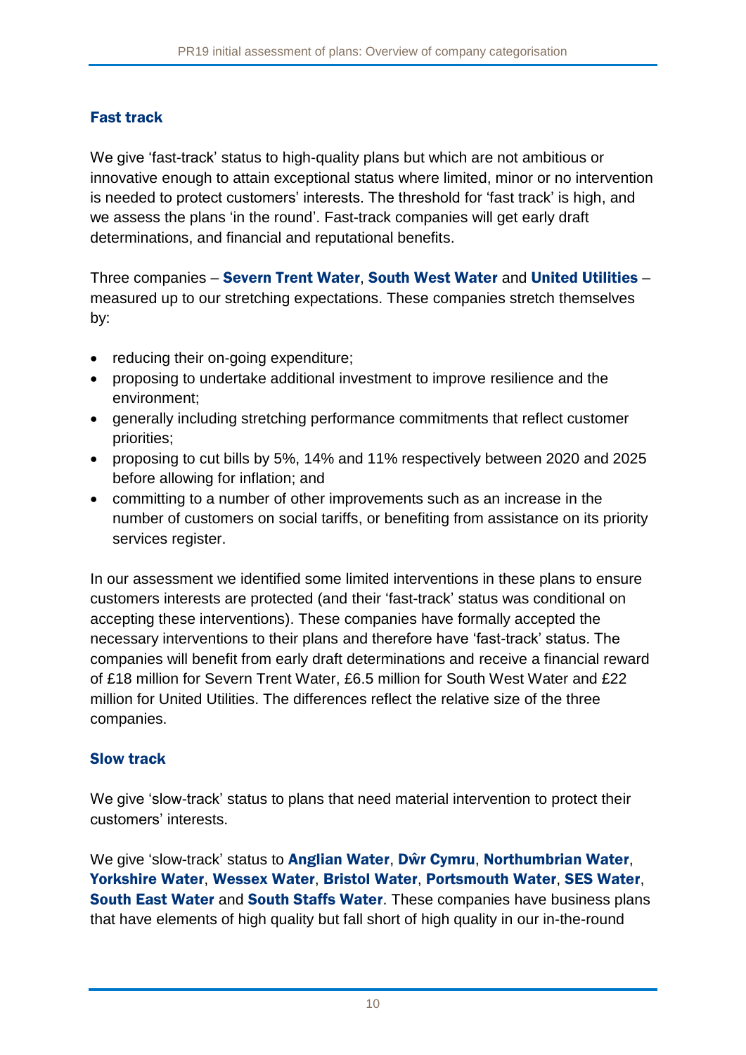## Fast track

We give 'fast-track' status to high-quality plans but which are not ambitious or innovative enough to attain exceptional status where limited, minor or no intervention is needed to protect customers' interests. The threshold for 'fast track' is high, and we assess the plans 'in the round'. Fast-track companies will get early draft determinations, and financial and reputational benefits.

Three companies – **Severn Trent Water**, **South West Water** and **United Utilities** – measured up to our stretching expectations. These companies stretch themselves by:

- reducing their on-going expenditure;
- proposing to undertake additional investment to improve resilience and the environment;
- generally including stretching performance commitments that reflect customer priorities;
- proposing to cut bills by 5%, 14% and 11% respectively between 2020 and 2025 before allowing for inflation; and
- committing to a number of other improvements such as an increase in the number of customers on social tariffs, or benefiting from assistance on its priority services register.

In our assessment we identified some limited interventions in these plans to ensure customers interests are protected (and their 'fast-track' status was conditional on accepting these interventions). These companies have formally accepted the necessary interventions to their plans and therefore have 'fast-track' status. The companies will benefit from early draft determinations and receive a financial reward of £18 million for Severn Trent Water, £6.5 million for South West Water and £22 million for United Utilities. The differences reflect the relative size of the three companies.

## Slow track

We give 'slow-track' status to plans that need material intervention to protect their customers' interests.

We give 'slow-track' status to **Anglian Water**, **Dŵr Cymru**, **Northumbrian Water**, **Yorkshire Water**, **Wessex Water**, **Bristol Water**, **Portsmouth Water**, **SES Water**, **South East Water** and **South Staffs Water**. These companies have business plans that have elements of high quality but fall short of high quality in our in-the-round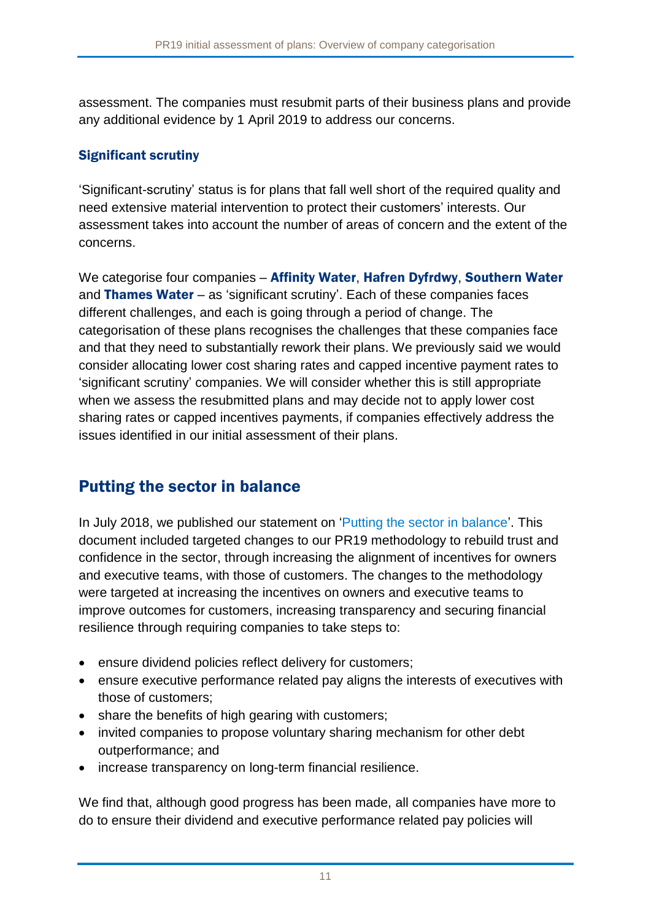assessment. The companies must resubmit parts of their business plans and provide any additional evidence by 1 April 2019 to address our concerns.

### Significant scrutiny

'Significant-scrutiny' status is for plans that fall well short of the required quality and need extensive material intervention to protect their customers' interests. Our assessment takes into account the number of areas of concern and the extent of the concerns.

We categorise four companies – **Affinity Water**, **Hafren Dyfrdwy**, **Southern Water** and **Thames Water** – as 'significant scrutiny'. Each of these companies faces different challenges, and each is going through a period of change. The categorisation of these plans recognises the challenges that these companies face and that they need to substantially rework their plans. We previously said we would consider allocating lower cost sharing rates and capped incentive payment rates to 'significant scrutiny' companies. We will consider whether this is still appropriate when we assess the resubmitted plans and may decide not to apply lower cost sharing rates or capped incentives payments, if companies effectively address the issues identified in our initial assessment of their plans.

## Putting the sector in balance

In July 2018, we published our statement on 'Putting the sector in balance'. This document included targeted changes to our PR19 methodology to rebuild trust and confidence in the sector, through increasing the alignment of incentives for owners and executive teams, with those of customers. The changes to the methodology were targeted at increasing the incentives on owners and executive teams to improve outcomes for customers, increasing transparency and securing financial resilience through requiring companies to take steps to:

- ensure dividend policies reflect delivery for customers;
- ensure executive performance related pay aligns the interests of executives with those of customers;
- share the benefits of high gearing with customers;
- invited companies to propose voluntary sharing mechanism for other debt outperformance; and
- increase transparency on long-term financial resilience.

We find that, although good progress has been made, all companies have more to do to ensure their dividend and executive performance related pay policies will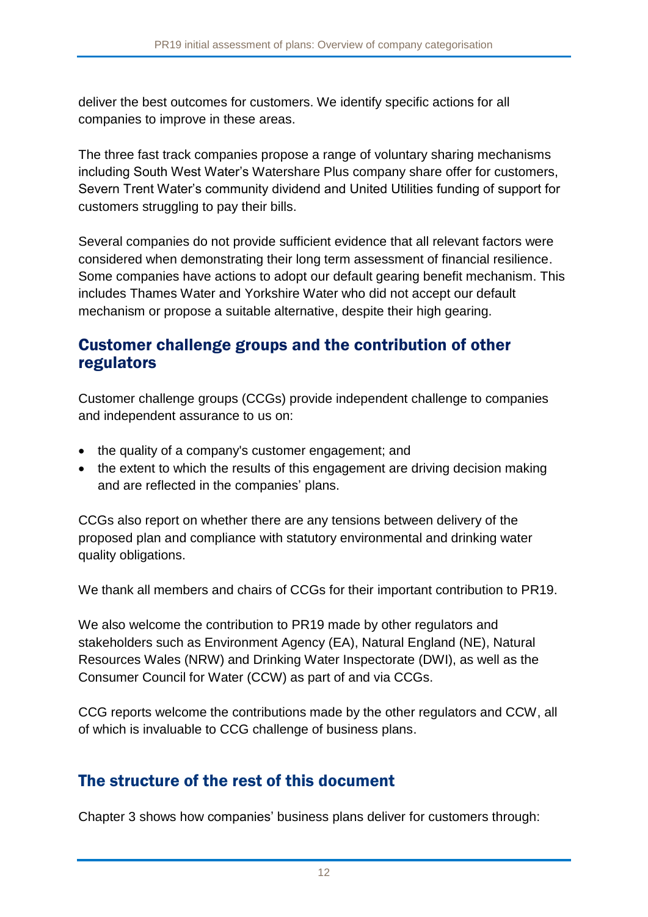deliver the best outcomes for customers. We identify specific actions for all companies to improve in these areas.

The three fast track companies propose a range of voluntary sharing mechanisms including South West Water's Watershare Plus company share offer for customers, Severn Trent Water's community dividend and United Utilities funding of support for customers struggling to pay their bills.

Several companies do not provide sufficient evidence that all relevant factors were considered when demonstrating their long term assessment of financial resilience. Some companies have actions to adopt our default gearing benefit mechanism. This includes Thames Water and Yorkshire Water who did not accept our default mechanism or propose a suitable alternative, despite their high gearing.

## Customer challenge groups and the contribution of other regulators

Customer challenge groups (CCGs) provide independent challenge to companies and independent assurance to us on:

- the quality of a company's customer engagement; and
- the extent to which the results of this engagement are driving decision making and are reflected in the companies' plans.

CCGs also report on whether there are any tensions between delivery of the proposed plan and compliance with statutory environmental and drinking water quality obligations.

We thank all members and chairs of CCGs for their important contribution to PR19.

We also welcome the contribution to PR19 made by other regulators and stakeholders such as Environment Agency (EA), Natural England (NE), Natural Resources Wales (NRW) and Drinking Water Inspectorate (DWI), as well as the Consumer Council for Water (CCW) as part of and via CCGs.

CCG reports welcome the contributions made by the other regulators and CCW, all of which is invaluable to CCG challenge of business plans.

## The structure of the rest of this document

Chapter 3 shows how companies' business plans deliver for customers through: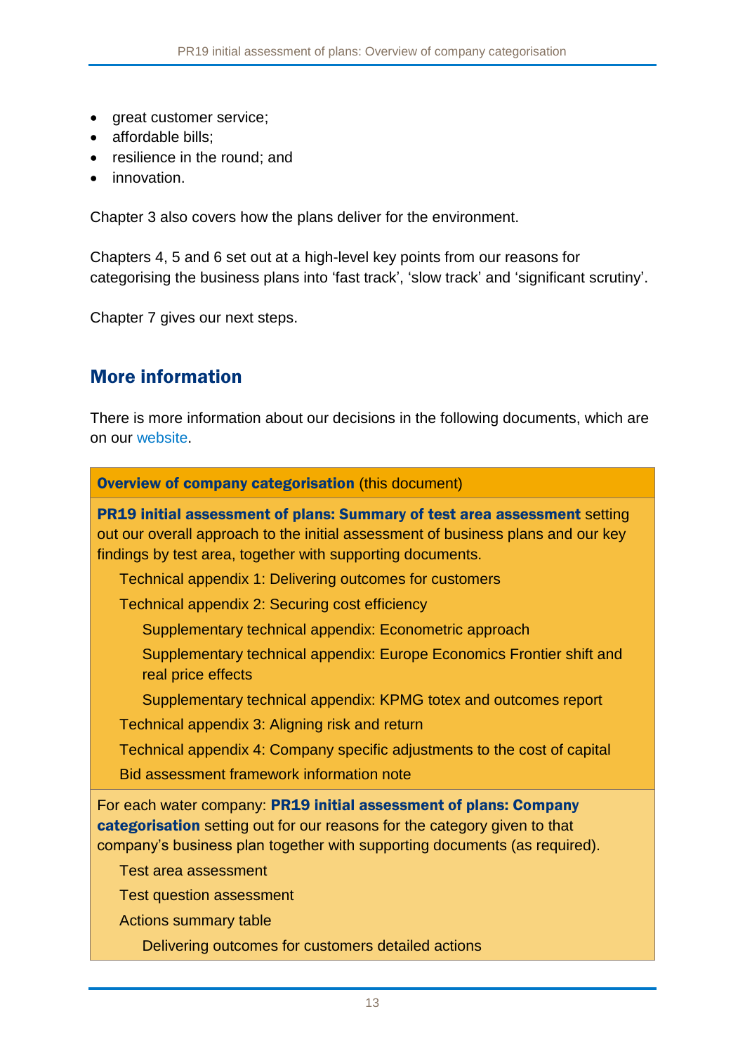- great customer service;
- affordable bills;
- resilience in the round; and
- innovation.

Chapter 3 also covers how the plans deliver for the environment.

Chapters 4, 5 and 6 set out at a high-level key points from our reasons for categorising the business plans into 'fast track', 'slow track' and 'significant scrutiny'.

Chapter 7 gives our next steps.

## More information

There is more information about our decisions in the following documents, which are on our website.

**Overview of company categorisation** (this document)

**PR19 initial assessment of plans: Summary of test area assessment** setting out our overall approach to the initial assessment of business plans and our key findings by test area, together with supporting documents.

- Technical appendix 1: Delivering outcomes for customers
- Technical appendix 2: Securing cost efficiency
    - Supplementary technical appendix: Econometric approach
    - Supplementary technical appendix: Europe Economics Frontier shift and real price effects
    - Supplementary technical appendix: KPMG totex and outcomes report
- Technical appendix 3: Aligning risk and return
- Technical appendix 4: Company specific adjustments to the cost of capital
- Bid assessment framework information note

For each water company: **PR19 initial assessment of plans: Company categorisation** setting out for our reasons for the category given to that company's business plan together with supporting documents (as required).

- Test area assessment
- Test question assessment
- Actions summary table
    - Delivering outcomes for customers detailed actions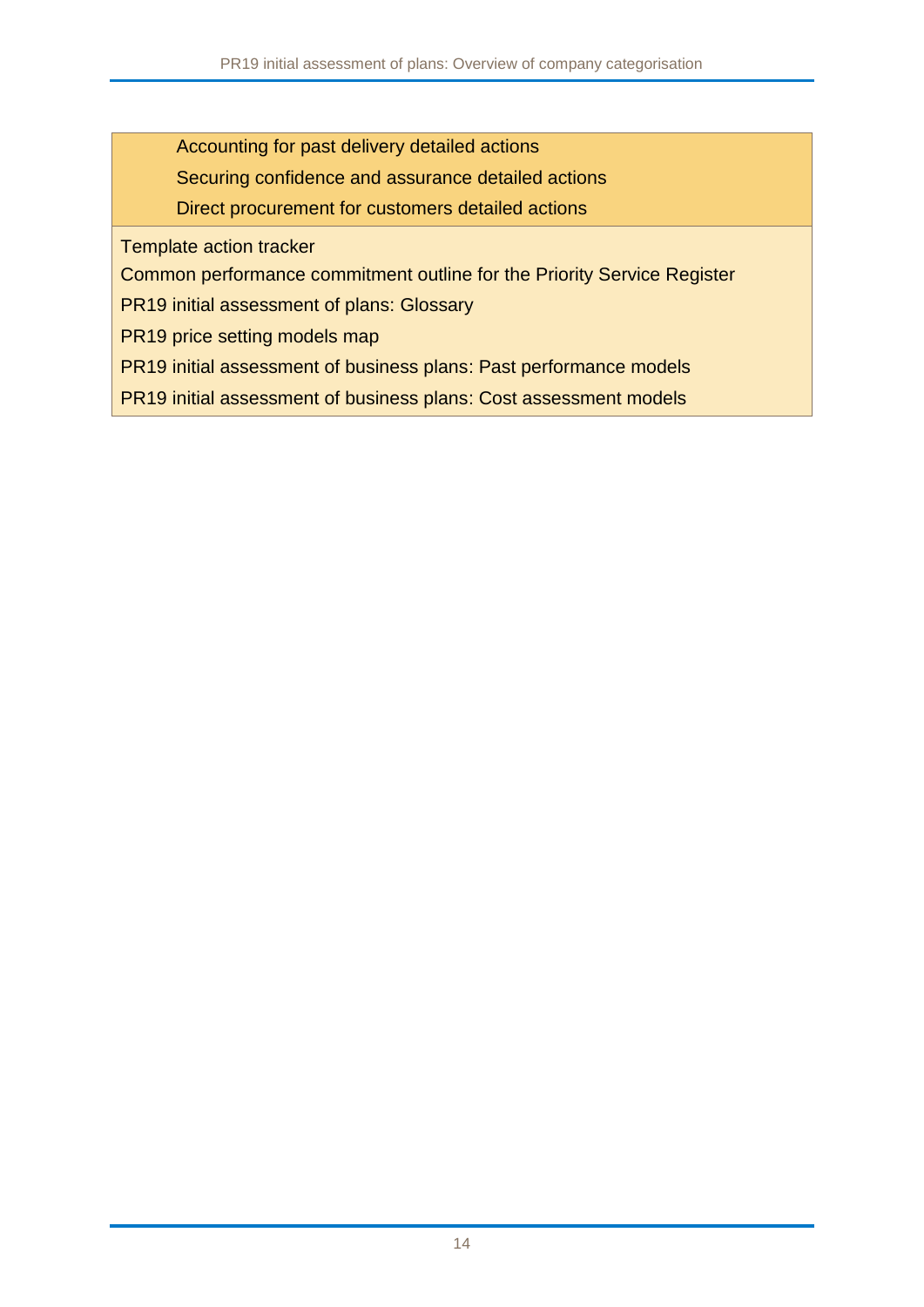| |
|---|
| Accounting for past delivery detailed actions |
| Securing confidence and assurance detailed actions |
| Direct procurement for customers detailed actions |
| Template action tracker |
| Common performance commitment outline for the Priority Service Register |
| PR19 initial assessment of plans: Glossary |
| PR19 price setting models map |
| PR19 initial assessment of business plans: Past performance models |
| PR19 initial assessment of business plans: Cost assessment models |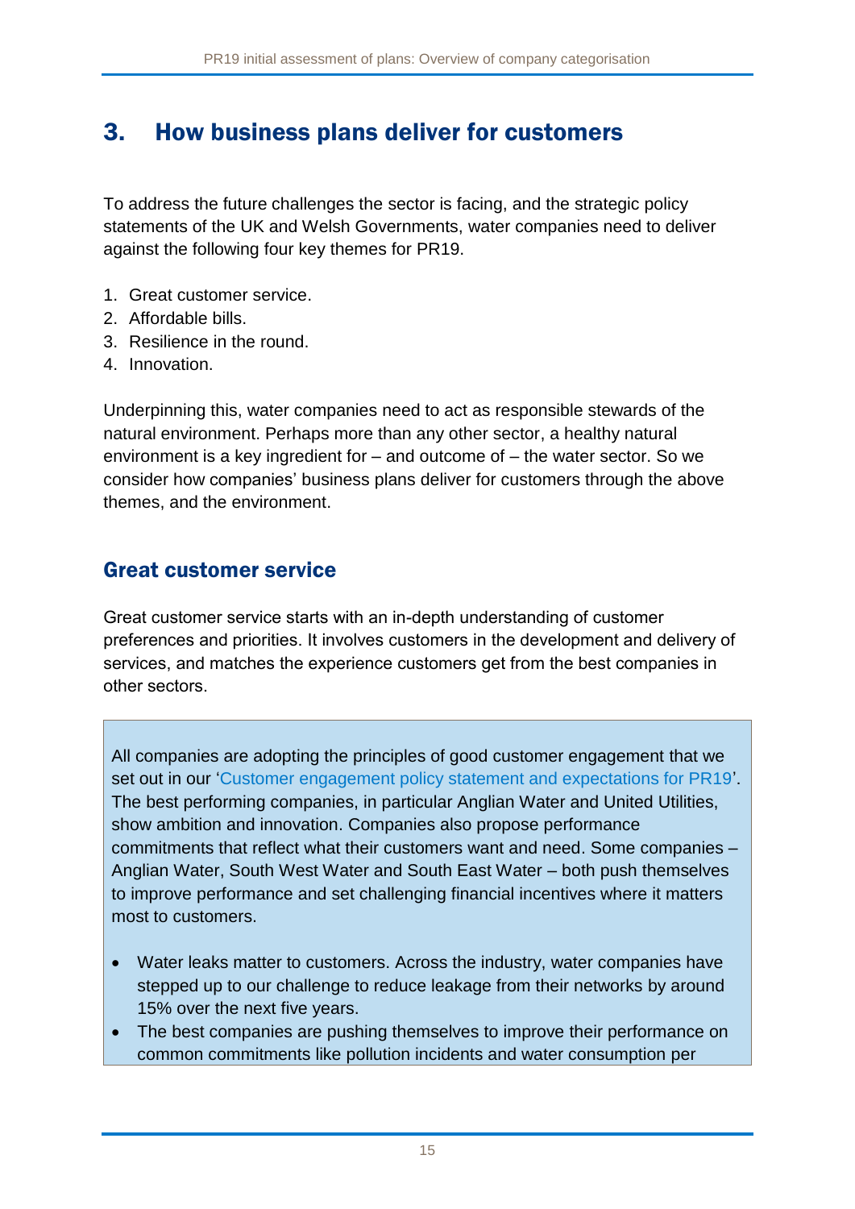## 3. How business plans deliver for customers

To address the future challenges the sector is facing, and the strategic policy statements of the UK and Welsh Governments, water companies need to deliver against the following four key themes for PR19.

1. Great customer service.
2. Affordable bills.
3. Resilience in the round.
4. Innovation.

Underpinning this, water companies need to act as responsible stewards of the natural environment. Perhaps more than any other sector, a healthy natural environment is a key ingredient for – and outcome of – the water sector. So we consider how companies' business plans deliver for customers through the above themes, and the environment.

### Great customer service

Great customer service starts with an in-depth understanding of customer preferences and priorities. It involves customers in the development and delivery of services, and matches the experience customers get from the best companies in other sectors.

All companies are adopting the principles of good customer engagement that we set out in our 'Customer engagement policy statement and expectations for PR19'. The best performing companies, in particular Anglian Water and United Utilities, show ambition and innovation. Companies also propose performance commitments that reflect what their customers want and need. Some companies – Anglian Water, South West Water and South East Water – both push themselves to improve performance and set challenging financial incentives where it matters most to customers.

- Water leaks matter to customers. Across the industry, water companies have stepped up to our challenge to reduce leakage from their networks by around 15% over the next five years.
- The best companies are pushing themselves to improve their performance on common commitments like pollution incidents and water consumption per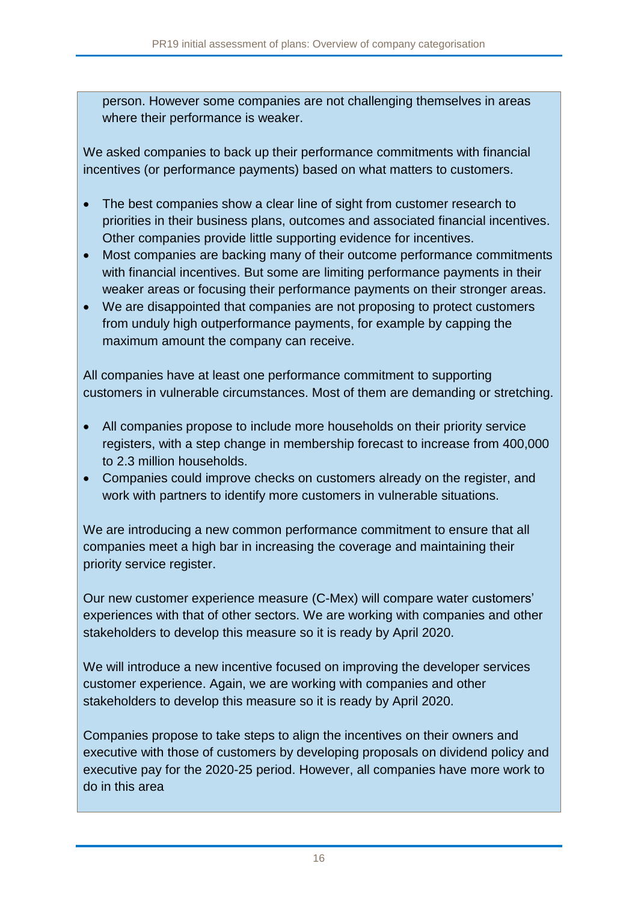person. However some companies are not challenging themselves in areas where their performance is weaker.

We asked companies to back up their performance commitments with financial incentives (or performance payments) based on what matters to customers.

- The best companies show a clear line of sight from customer research to priorities in their business plans, outcomes and associated financial incentives. Other companies provide little supporting evidence for incentives.
- Most companies are backing many of their outcome performance commitments with financial incentives. But some are limiting performance payments in their weaker areas or focusing their performance payments on their stronger areas.
- We are disappointed that companies are not proposing to protect customers from unduly high outperformance payments, for example by capping the maximum amount the company can receive.

All companies have at least one performance commitment to supporting customers in vulnerable circumstances. Most of them are demanding or stretching.

- All companies propose to include more households on their priority service registers, with a step change in membership forecast to increase from 400,000 to 2.3 million households.
- Companies could improve checks on customers already on the register, and work with partners to identify more customers in vulnerable situations.

We are introducing a new common performance commitment to ensure that all companies meet a high bar in increasing the coverage and maintaining their priority service register.

Our new customer experience measure (C-Mex) will compare water customers' experiences with that of other sectors. We are working with companies and other stakeholders to develop this measure so it is ready by April 2020.

We will introduce a new incentive focused on improving the developer services customer experience. Again, we are working with companies and other stakeholders to develop this measure so it is ready by April 2020.

Companies propose to take steps to align the incentives on their owners and executive with those of customers by developing proposals on dividend policy and executive pay for the 2020-25 period. However, all companies have more work to do in this area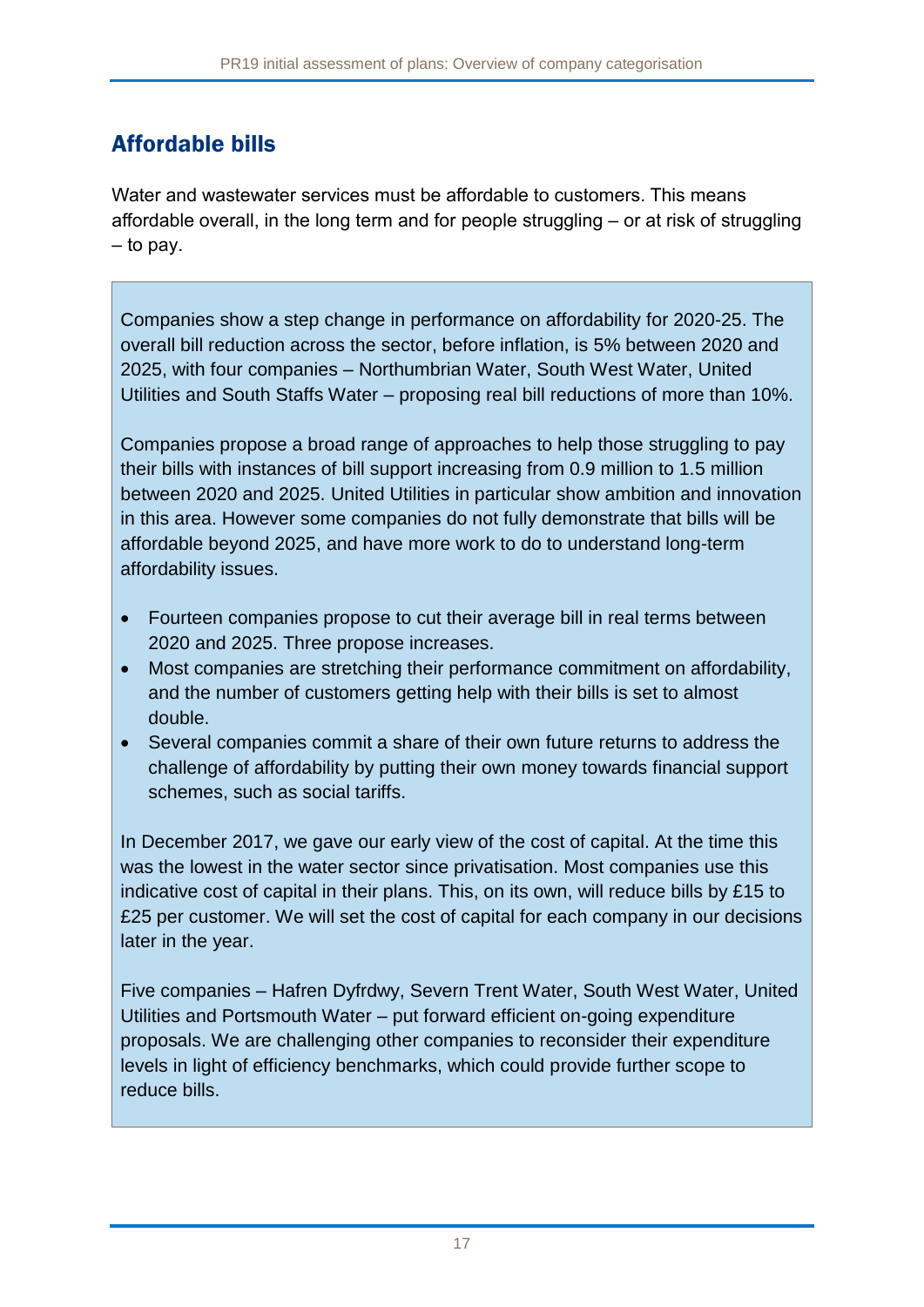## Affordable bills

Water and wastewater services must be affordable to customers. This means affordable overall, in the long term and for people struggling – or at risk of struggling – to pay.

Companies show a step change in performance on affordability for 2020-25. The overall bill reduction across the sector, before inflation, is 5% between 2020 and 2025, with four companies – Northumbrian Water, South West Water, United Utilities and South Staffs Water – proposing real bill reductions of more than 10%.

Companies propose a broad range of approaches to help those struggling to pay their bills with instances of bill support increasing from 0.9 million to 1.5 million between 2020 and 2025. United Utilities in particular show ambition and innovation in this area. However some companies do not fully demonstrate that bills will be affordable beyond 2025, and have more work to do to understand long-term affordability issues.

- Fourteen companies propose to cut their average bill in real terms between 2020 and 2025. Three propose increases.
- Most companies are stretching their performance commitment on affordability, and the number of customers getting help with their bills is set to almost double.
- Several companies commit a share of their own future returns to address the challenge of affordability by putting their own money towards financial support schemes, such as social tariffs.

In December 2017, we gave our early view of the cost of capital. At the time this was the lowest in the water sector since privatisation. Most companies use this indicative cost of capital in their plans. This, on its own, will reduce bills by £15 to £25 per customer. We will set the cost of capital for each company in our decisions later in the year.

Five companies – Hafren Dyfrdwy, Severn Trent Water, South West Water, United Utilities and Portsmouth Water – put forward efficient on-going expenditure proposals. We are challenging other companies to reconsider their expenditure levels in light of efficiency benchmarks, which could provide further scope to reduce bills.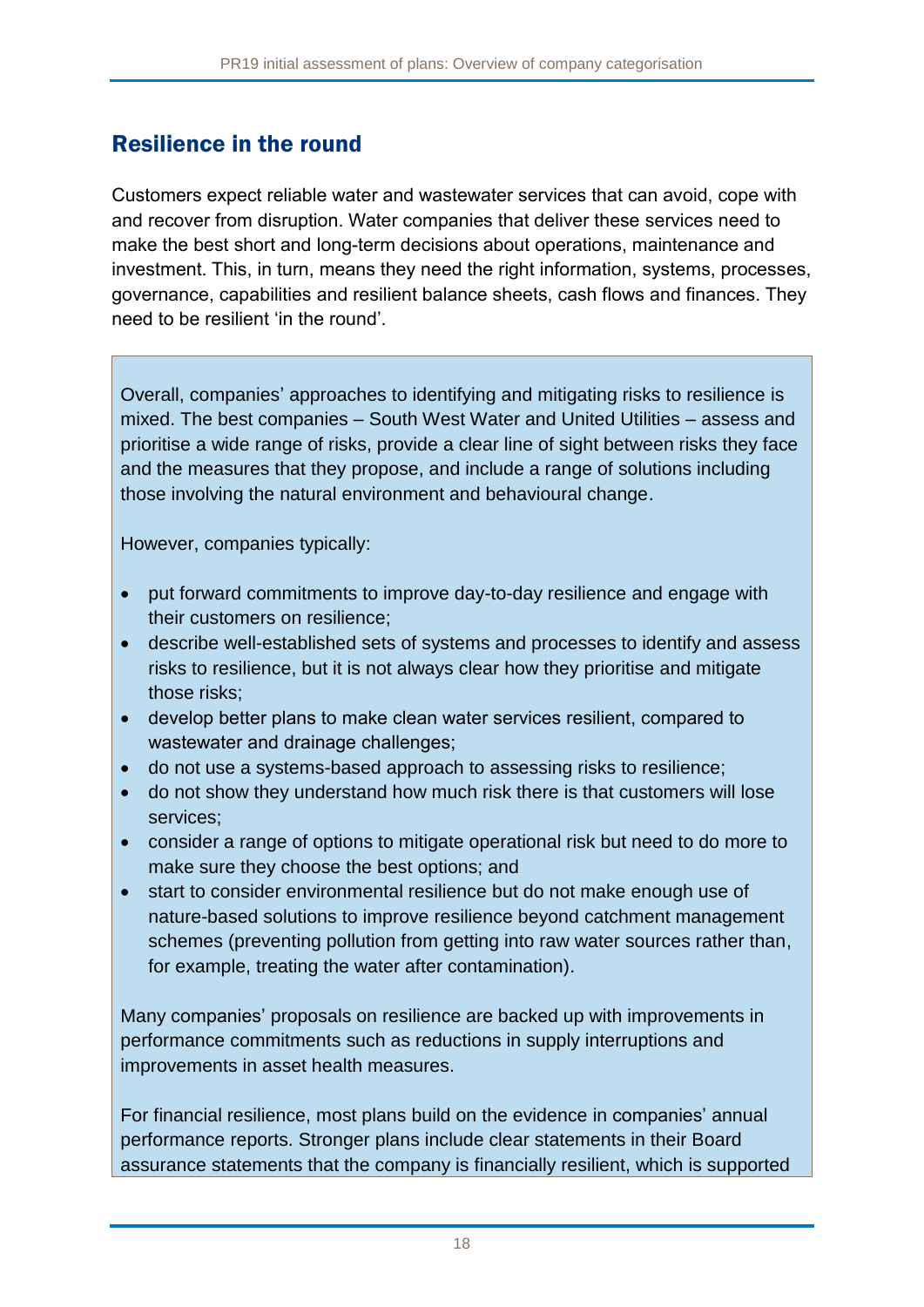## Resilience in the round

Customers expect reliable water and wastewater services that can avoid, cope with and recover from disruption. Water companies that deliver these services need to make the best short and long-term decisions about operations, maintenance and investment. This, in turn, means they need the right information, systems, processes, governance, capabilities and resilient balance sheets, cash flows and finances. They need to be resilient 'in the round'.

Overall, companies' approaches to identifying and mitigating risks to resilience is mixed. The best companies – South West Water and United Utilities – assess and prioritise a wide range of risks, provide a clear line of sight between risks they face and the measures that they propose, and include a range of solutions including those involving the natural environment and behavioural change.

However, companies typically:

- put forward commitments to improve day-to-day resilience and engage with their customers on resilience;
- describe well-established sets of systems and processes to identify and assess risks to resilience, but it is not always clear how they prioritise and mitigate those risks;
- develop better plans to make clean water services resilient, compared to wastewater and drainage challenges;
- do not use a systems-based approach to assessing risks to resilience;
- do not show they understand how much risk there is that customers will lose services;
- consider a range of options to mitigate operational risk but need to do more to make sure they choose the best options; and
- start to consider environmental resilience but do not make enough use of nature-based solutions to improve resilience beyond catchment management schemes (preventing pollution from getting into raw water sources rather than, for example, treating the water after contamination).

Many companies' proposals on resilience are backed up with improvements in performance commitments such as reductions in supply interruptions and improvements in asset health measures.

For financial resilience, most plans build on the evidence in companies' annual performance reports. Stronger plans include clear statements in their Board assurance statements that the company is financially resilient, which is supported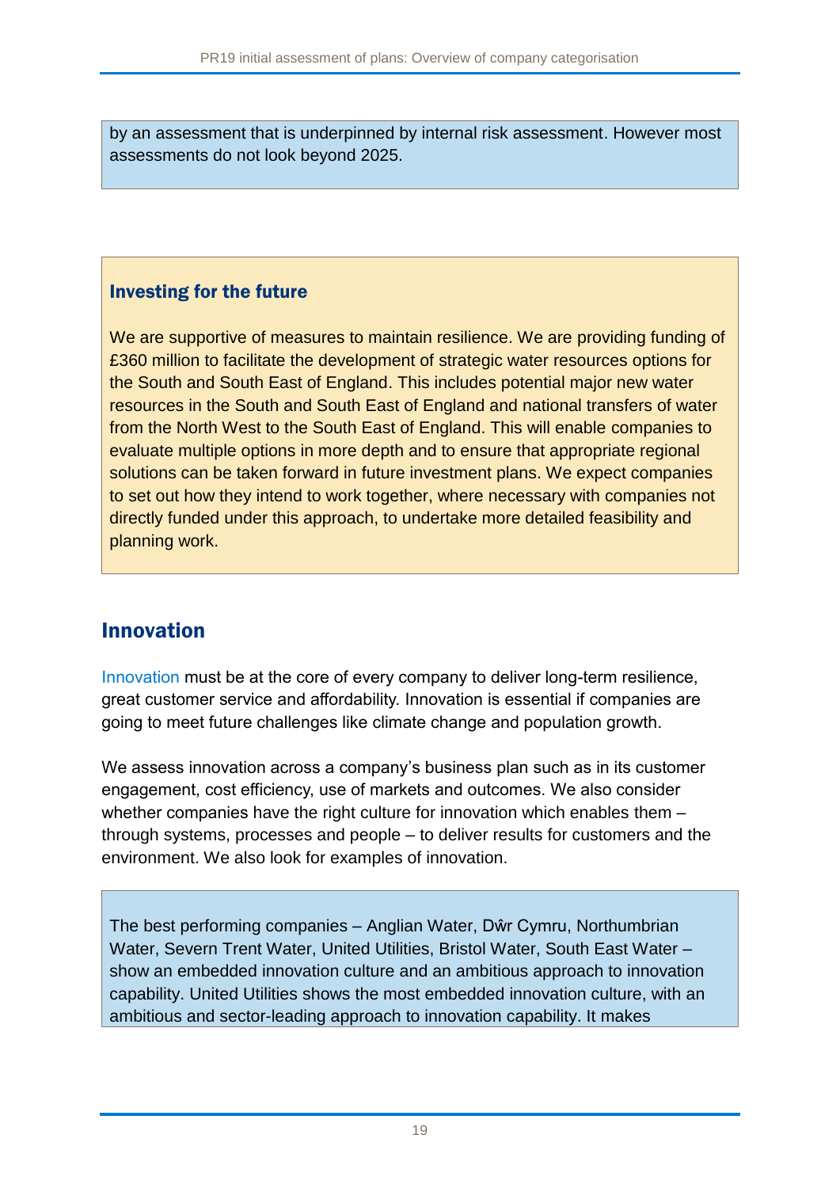by an assessment that is underpinned by internal risk assessment. However most assessments do not look beyond 2025.

### Investing for the future

We are supportive of measures to maintain resilience. We are providing funding of £360 million to facilitate the development of strategic water resources options for the South and South East of England. This includes potential major new water resources in the South and South East of England and national transfers of water from the North West to the South East of England. This will enable companies to evaluate multiple options in more depth and to ensure that appropriate regional solutions can be taken forward in future investment plans. We expect companies to set out how they intend to work together, where necessary with companies not directly funded under this approach, to undertake more detailed feasibility and planning work.

## Innovation

Innovation must be at the core of every company to deliver long-term resilience, great customer service and affordability. Innovation is essential if companies are going to meet future challenges like climate change and population growth.

We assess innovation across a company's business plan such as in its customer engagement, cost efficiency, use of markets and outcomes. We also consider whether companies have the right culture for innovation which enables them – through systems, processes and people – to deliver results for customers and the environment. We also look for examples of innovation.

The best performing companies – Anglian Water, Dŵr Cymru, Northumbrian Water, Severn Trent Water, United Utilities, Bristol Water, South East Water – show an embedded innovation culture and an ambitious approach to innovation capability. United Utilities shows the most embedded innovation culture, with an ambitious and sector-leading approach to innovation capability. It makes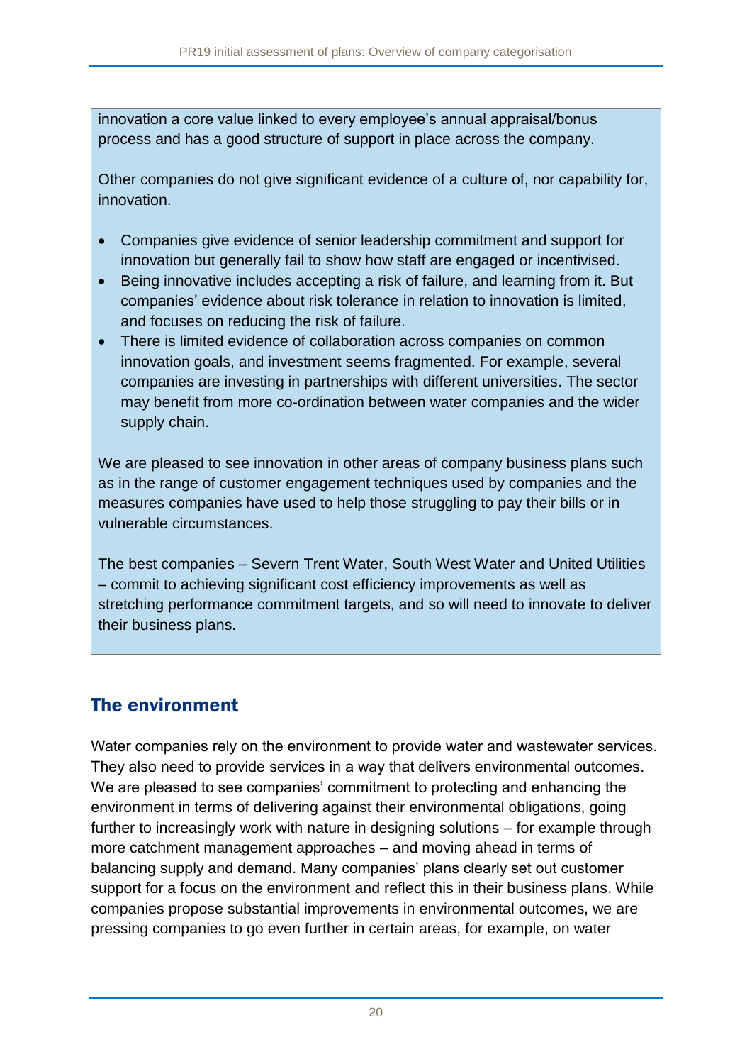innovation a core value linked to every employee's annual appraisal/bonus process and has a good structure of support in place across the company.

Other companies do not give significant evidence of a culture of, nor capability for, innovation.

- Companies give evidence of senior leadership commitment and support for innovation but generally fail to show how staff are engaged or incentivised.
- Being innovative includes accepting a risk of failure, and learning from it. But companies' evidence about risk tolerance in relation to innovation is limited, and focuses on reducing the risk of failure.
- There is limited evidence of collaboration across companies on common innovation goals, and investment seems fragmented. For example, several companies are investing in partnerships with different universities. The sector may benefit from more co-ordination between water companies and the wider supply chain.

We are pleased to see innovation in other areas of company business plans such as in the range of customer engagement techniques used by companies and the measures companies have used to help those struggling to pay their bills or in vulnerable circumstances.

The best companies – Severn Trent Water, South West Water and United Utilities – commit to achieving significant cost efficiency improvements as well as stretching performance commitment targets, and so will need to innovate to deliver their business plans.

## The environment

Water companies rely on the environment to provide water and wastewater services. They also need to provide services in a way that delivers environmental outcomes. We are pleased to see companies' commitment to protecting and enhancing the environment in terms of delivering against their environmental obligations, going further to increasingly work with nature in designing solutions – for example through more catchment management approaches – and moving ahead in terms of balancing supply and demand. Many companies' plans clearly set out customer support for a focus on the environment and reflect this in their business plans. While companies propose substantial improvements in environmental outcomes, we are pressing companies to go even further in certain areas, for example, on water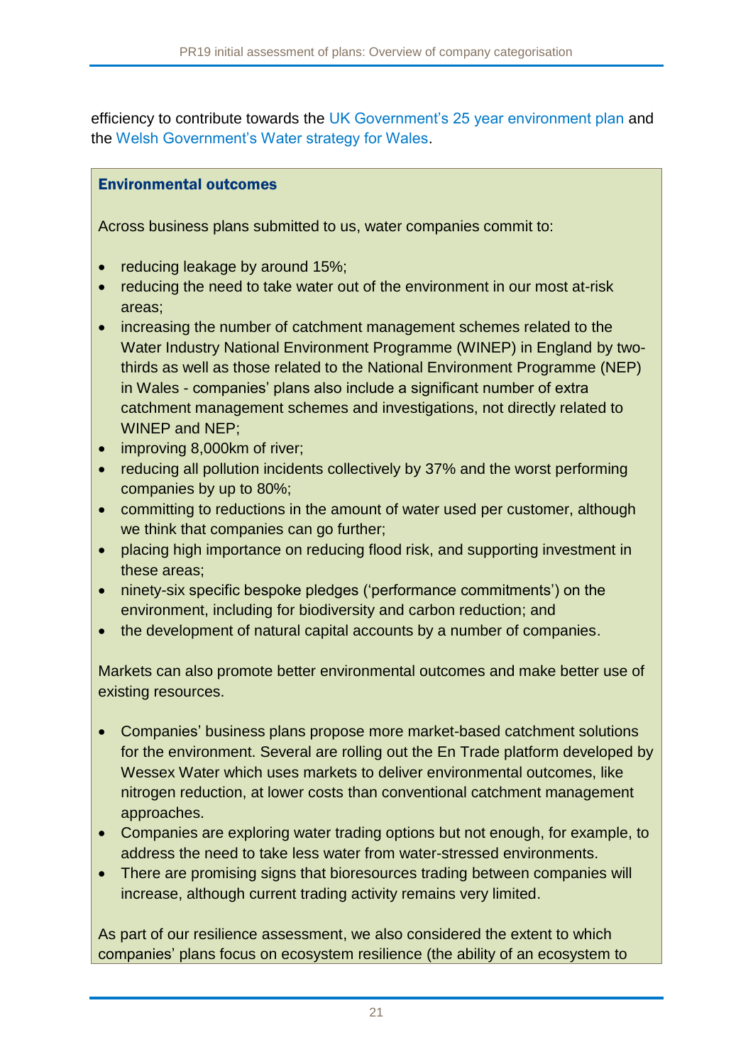efficiency to contribute towards the UK Government's 25 year environment plan and the Welsh Government's Water strategy for Wales.

**Environmental outcomes**

Across business plans submitted to us, water companies commit to:

- reducing leakage by around 15%;
- reducing the need to take water out of the environment in our most at-risk areas;
- increasing the number of catchment management schemes related to the Water Industry National Environment Programme (WINEP) in England by two-thirds as well as those related to the National Environment Programme (NEP) in Wales - companies' plans also include a significant number of extra catchment management schemes and investigations, not directly related to WINEP and NEP;
- improving 8,000km of river;
- reducing all pollution incidents collectively by 37% and the worst performing companies by up to 80%;
- committing to reductions in the amount of water used per customer, although we think that companies can go further;
- placing high importance on reducing flood risk, and supporting investment in these areas;
- ninety-six specific bespoke pledges ('performance commitments') on the environment, including for biodiversity and carbon reduction; and
- the development of natural capital accounts by a number of companies.

Markets can also promote better environmental outcomes and make better use of existing resources.

- Companies' business plans propose more market-based catchment solutions for the environment. Several are rolling out the En Trade platform developed by Wessex Water which uses markets to deliver environmental outcomes, like nitrogen reduction, at lower costs than conventional catchment management approaches.
- Companies are exploring water trading options but not enough, for example, to address the need to take less water from water-stressed environments.
- There are promising signs that bioresources trading between companies will increase, although current trading activity remains very limited.

As part of our resilience assessment, we also considered the extent to which companies' plans focus on ecosystem resilience (the ability of an ecosystem to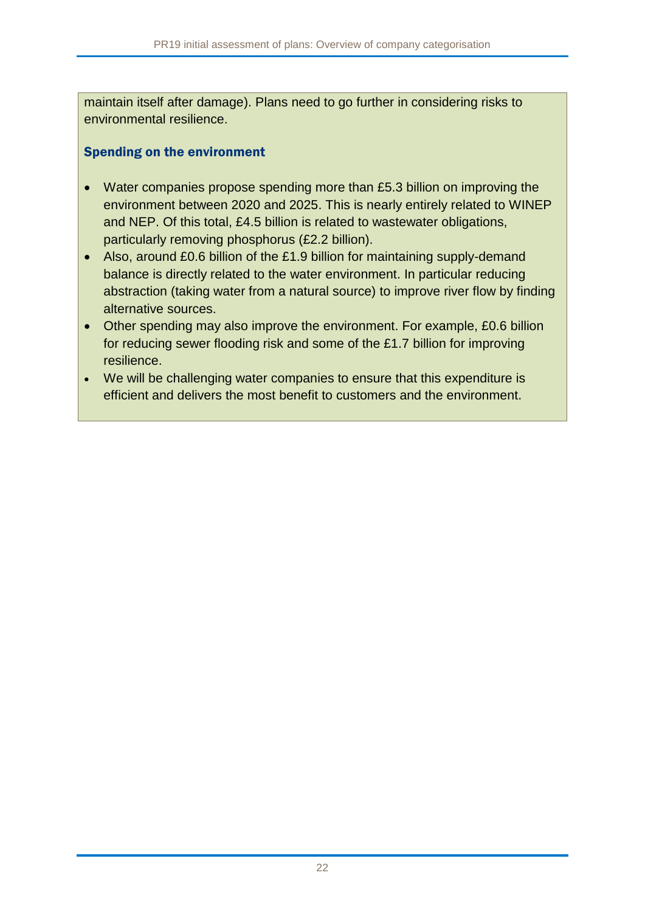maintain itself after damage). Plans need to go further in considering risks to environmental resilience.

### Spending on the environment

- Water companies propose spending more than £5.3 billion on improving the environment between 2020 and 2025. This is nearly entirely related to WINEP and NEP. Of this total, £4.5 billion is related to wastewater obligations, particularly removing phosphorus (£2.2 billion).
- Also, around £0.6 billion of the £1.9 billion for maintaining supply-demand balance is directly related to the water environment. In particular reducing abstraction (taking water from a natural source) to improve river flow by finding alternative sources.
- Other spending may also improve the environment. For example, £0.6 billion for reducing sewer flooding risk and some of the £1.7 billion for improving resilience.
- We will be challenging water companies to ensure that this expenditure is efficient and delivers the most benefit to customers and the environment.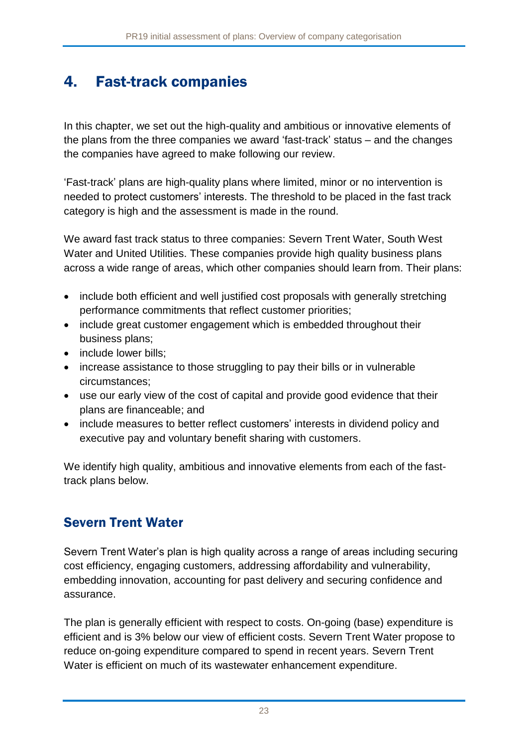# 4. Fast-track companies

In this chapter, we set out the high-quality and ambitious or innovative elements of the plans from the three companies we award 'fast-track' status – and the changes the companies have agreed to make following our review.

'Fast-track' plans are high-quality plans where limited, minor or no intervention is needed to protect customers' interests. The threshold to be placed in the fast track category is high and the assessment is made in the round.

We award fast track status to three companies: Severn Trent Water, South West Water and United Utilities. These companies provide high quality business plans across a wide range of areas, which other companies should learn from. Their plans:

- include both efficient and well justified cost proposals with generally stretching performance commitments that reflect customer priorities;
- include great customer engagement which is embedded throughout their business plans;
- include lower bills;
- increase assistance to those struggling to pay their bills or in vulnerable circumstances;
- use our early view of the cost of capital and provide good evidence that their plans are financeable; and
- include measures to better reflect customers' interests in dividend policy and executive pay and voluntary benefit sharing with customers.

We identify high quality, ambitious and innovative elements from each of the fast-track plans below.

## Severn Trent Water

Severn Trent Water's plan is high quality across a range of areas including securing cost efficiency, engaging customers, addressing affordability and vulnerability, embedding innovation, accounting for past delivery and securing confidence and assurance.

The plan is generally efficient with respect to costs. On-going (base) expenditure is efficient and is 3% below our view of efficient costs. Severn Trent Water propose to reduce on-going expenditure compared to spend in recent years. Severn Trent Water is efficient on much of its wastewater enhancement expenditure.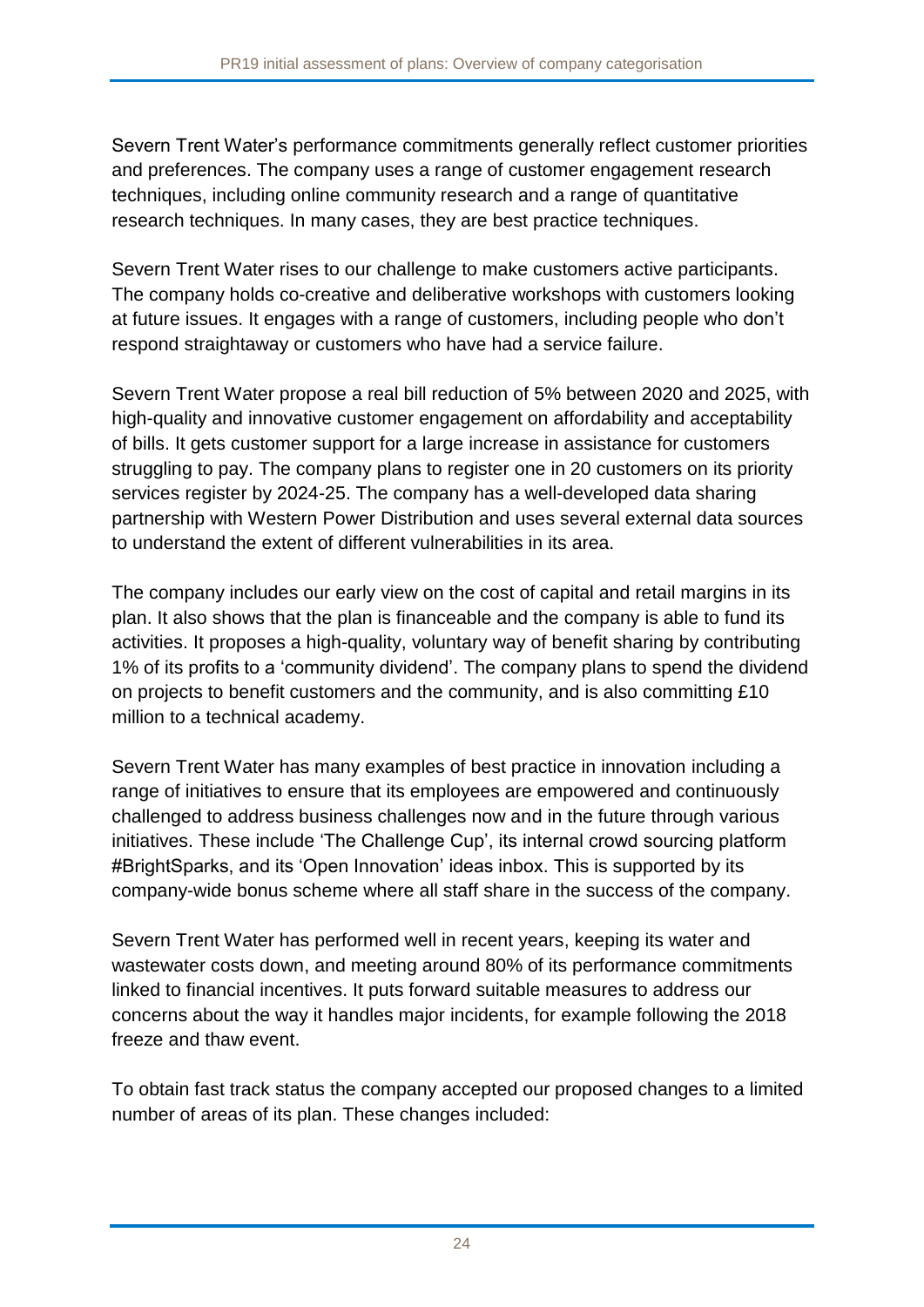Severn Trent Water's performance commitments generally reflect customer priorities and preferences. The company uses a range of customer engagement research techniques, including online community research and a range of quantitative research techniques. In many cases, they are best practice techniques.

Severn Trent Water rises to our challenge to make customers active participants. The company holds co-creative and deliberative workshops with customers looking at future issues. It engages with a range of customers, including people who don't respond straightaway or customers who have had a service failure.

Severn Trent Water propose a real bill reduction of 5% between 2020 and 2025, with high-quality and innovative customer engagement on affordability and acceptability of bills. It gets customer support for a large increase in assistance for customers struggling to pay. The company plans to register one in 20 customers on its priority services register by 2024-25. The company has a well-developed data sharing partnership with Western Power Distribution and uses several external data sources to understand the extent of different vulnerabilities in its area.

The company includes our early view on the cost of capital and retail margins in its plan. It also shows that the plan is financeable and the company is able to fund its activities. It proposes a high-quality, voluntary way of benefit sharing by contributing 1% of its profits to a 'community dividend'. The company plans to spend the dividend on projects to benefit customers and the community, and is also committing £10 million to a technical academy.

Severn Trent Water has many examples of best practice in innovation including a range of initiatives to ensure that its employees are empowered and continuously challenged to address business challenges now and in the future through various initiatives. These include 'The Challenge Cup', its internal crowd sourcing platform #BrightSparks, and its 'Open Innovation' ideas inbox. This is supported by its company-wide bonus scheme where all staff share in the success of the company.

Severn Trent Water has performed well in recent years, keeping its water and wastewater costs down, and meeting around 80% of its performance commitments linked to financial incentives. It puts forward suitable measures to address our concerns about the way it handles major incidents, for example following the 2018 freeze and thaw event.

To obtain fast track status the company accepted our proposed changes to a limited number of areas of its plan. These changes included: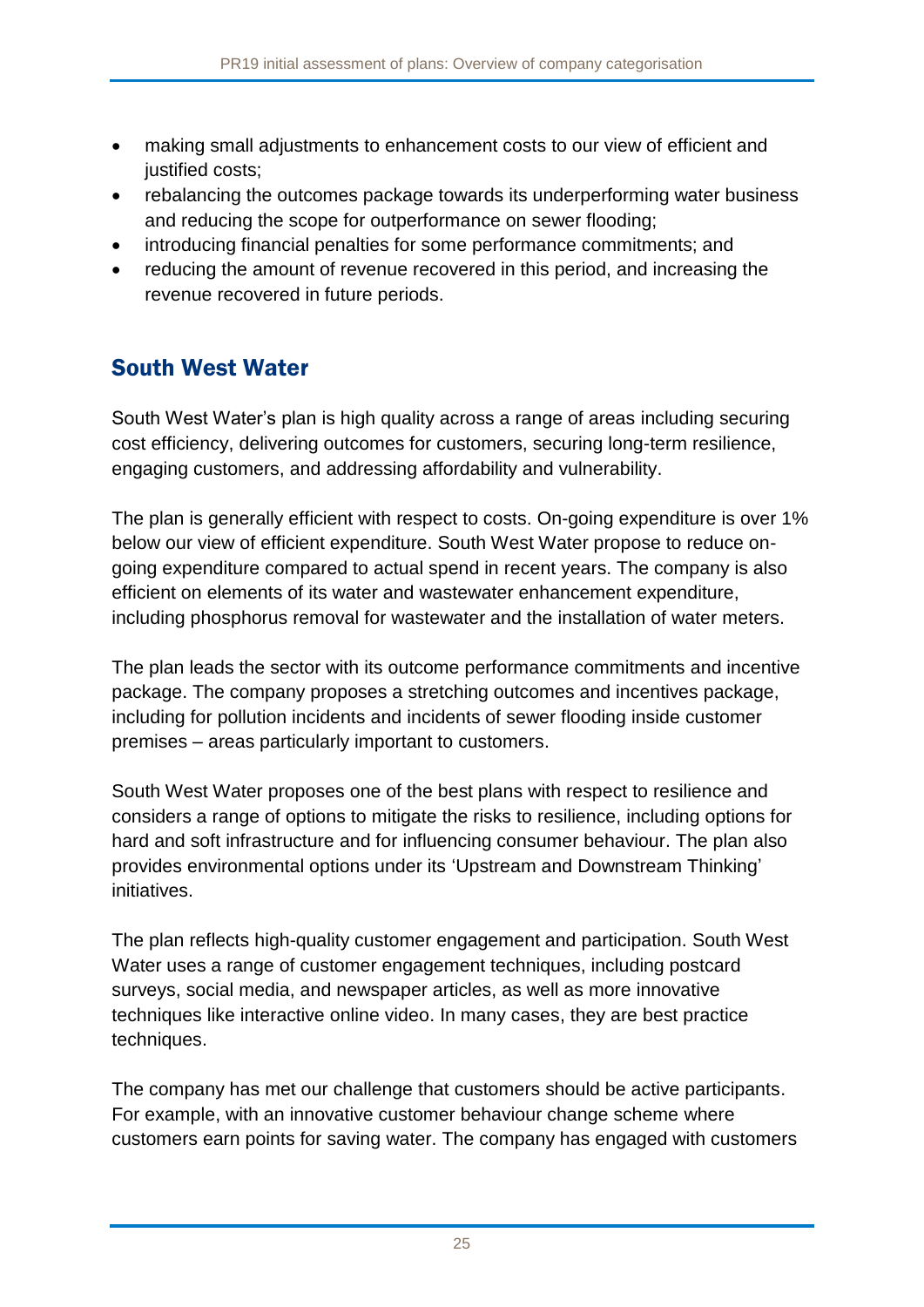- making small adjustments to enhancement costs to our view of efficient and justified costs;
- rebalancing the outcomes package towards its underperforming water business and reducing the scope for outperformance on sewer flooding;
- introducing financial penalties for some performance commitments; and
- reducing the amount of revenue recovered in this period, and increasing the revenue recovered in future periods.

## South West Water

South West Water's plan is high quality across a range of areas including securing cost efficiency, delivering outcomes for customers, securing long-term resilience, engaging customers, and addressing affordability and vulnerability.

The plan is generally efficient with respect to costs. On-going expenditure is over 1% below our view of efficient expenditure. South West Water propose to reduce on-going expenditure compared to actual spend in recent years. The company is also efficient on elements of its water and wastewater enhancement expenditure, including phosphorus removal for wastewater and the installation of water meters.

The plan leads the sector with its outcome performance commitments and incentive package. The company proposes a stretching outcomes and incentives package, including for pollution incidents and incidents of sewer flooding inside customer premises – areas particularly important to customers.

South West Water proposes one of the best plans with respect to resilience and considers a range of options to mitigate the risks to resilience, including options for hard and soft infrastructure and for influencing consumer behaviour. The plan also provides environmental options under its 'Upstream and Downstream Thinking' initiatives.

The plan reflects high-quality customer engagement and participation. South West Water uses a range of customer engagement techniques, including postcard surveys, social media, and newspaper articles, as well as more innovative techniques like interactive online video. In many cases, they are best practice techniques.

The company has met our challenge that customers should be active participants. For example, with an innovative customer behaviour change scheme where customers earn points for saving water. The company has engaged with customers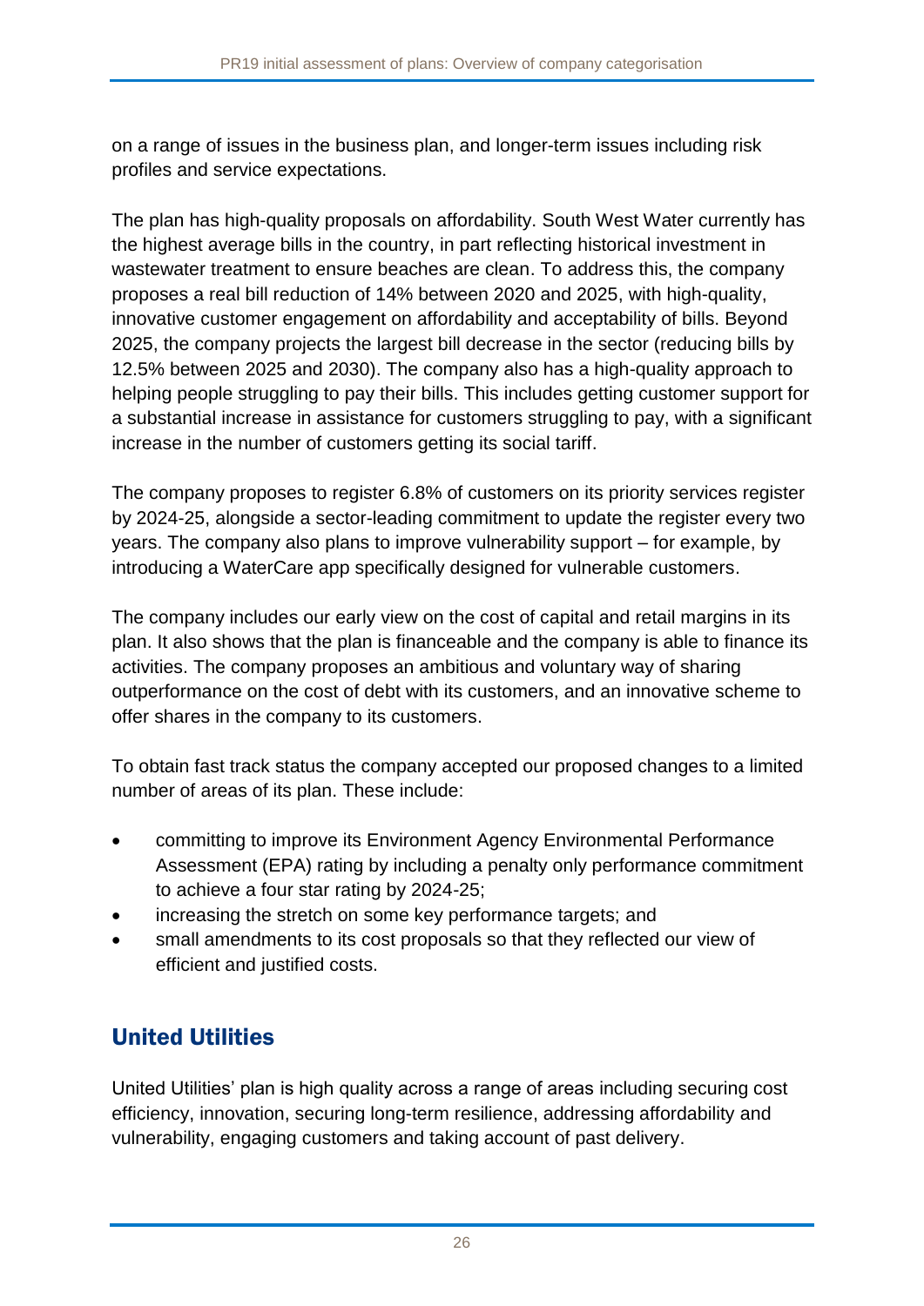on a range of issues in the business plan, and longer-term issues including risk profiles and service expectations.

The plan has high-quality proposals on affordability. South West Water currently has the highest average bills in the country, in part reflecting historical investment in wastewater treatment to ensure beaches are clean. To address this, the company proposes a real bill reduction of 14% between 2020 and 2025, with high-quality, innovative customer engagement on affordability and acceptability of bills. Beyond 2025, the company projects the largest bill decrease in the sector (reducing bills by 12.5% between 2025 and 2030). The company also has a high-quality approach to helping people struggling to pay their bills. This includes getting customer support for a substantial increase in assistance for customers struggling to pay, with a significant increase in the number of customers getting its social tariff.

The company proposes to register 6.8% of customers on its priority services register by 2024-25, alongside a sector-leading commitment to update the register every two years. The company also plans to improve vulnerability support – for example, by introducing a WaterCare app specifically designed for vulnerable customers.

The company includes our early view on the cost of capital and retail margins in its plan. It also shows that the plan is financeable and the company is able to finance its activities. The company proposes an ambitious and voluntary way of sharing outperformance on the cost of debt with its customers, and an innovative scheme to offer shares in the company to its customers.

To obtain fast track status the company accepted our proposed changes to a limited number of areas of its plan. These include:

- committing to improve its Environment Agency Environmental Performance Assessment (EPA) rating by including a penalty only performance commitment to achieve a four star rating by 2024-25;
- increasing the stretch on some key performance targets; and
- small amendments to its cost proposals so that they reflected our view of efficient and justified costs.

## United Utilities

United Utilities' plan is high quality across a range of areas including securing cost efficiency, innovation, securing long-term resilience, addressing affordability and vulnerability, engaging customers and taking account of past delivery.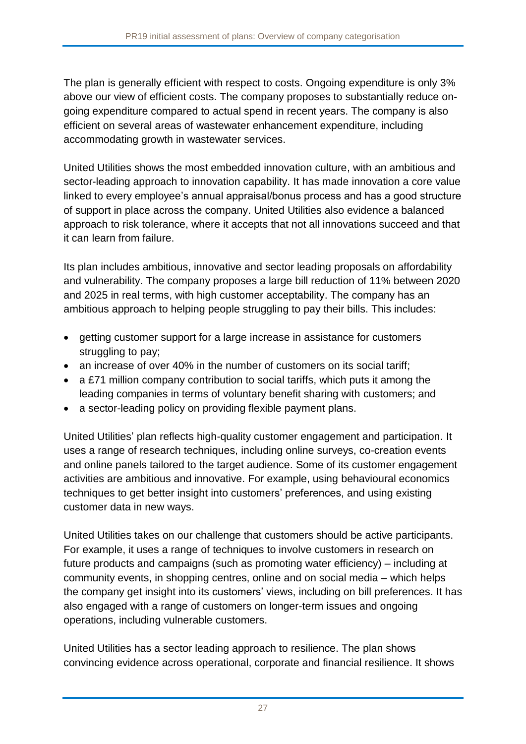The plan is generally efficient with respect to costs. Ongoing expenditure is only 3% above our view of efficient costs. The company proposes to substantially reduce on-going expenditure compared to actual spend in recent years. The company is also efficient on several areas of wastewater enhancement expenditure, including accommodating growth in wastewater services.

United Utilities shows the most embedded innovation culture, with an ambitious and sector-leading approach to innovation capability. It has made innovation a core value linked to every employee's annual appraisal/bonus process and has a good structure of support in place across the company. United Utilities also evidence a balanced approach to risk tolerance, where it accepts that not all innovations succeed and that it can learn from failure.

Its plan includes ambitious, innovative and sector leading proposals on affordability and vulnerability. The company proposes a large bill reduction of 11% between 2020 and 2025 in real terms, with high customer acceptability. The company has an ambitious approach to helping people struggling to pay their bills. This includes:

- getting customer support for a large increase in assistance for customers struggling to pay;
- an increase of over 40% in the number of customers on its social tariff;
- a £71 million company contribution to social tariffs, which puts it among the leading companies in terms of voluntary benefit sharing with customers; and
- a sector-leading policy on providing flexible payment plans.

United Utilities' plan reflects high-quality customer engagement and participation. It uses a range of research techniques, including online surveys, co-creation events and online panels tailored to the target audience. Some of its customer engagement activities are ambitious and innovative. For example, using behavioural economics techniques to get better insight into customers' preferences, and using existing customer data in new ways.

United Utilities takes on our challenge that customers should be active participants. For example, it uses a range of techniques to involve customers in research on future products and campaigns (such as promoting water efficiency) – including at community events, in shopping centres, online and on social media – which helps the company get insight into its customers' views, including on bill preferences. It has also engaged with a range of customers on longer-term issues and ongoing operations, including vulnerable customers.

United Utilities has a sector leading approach to resilience. The plan shows convincing evidence across operational, corporate and financial resilience. It shows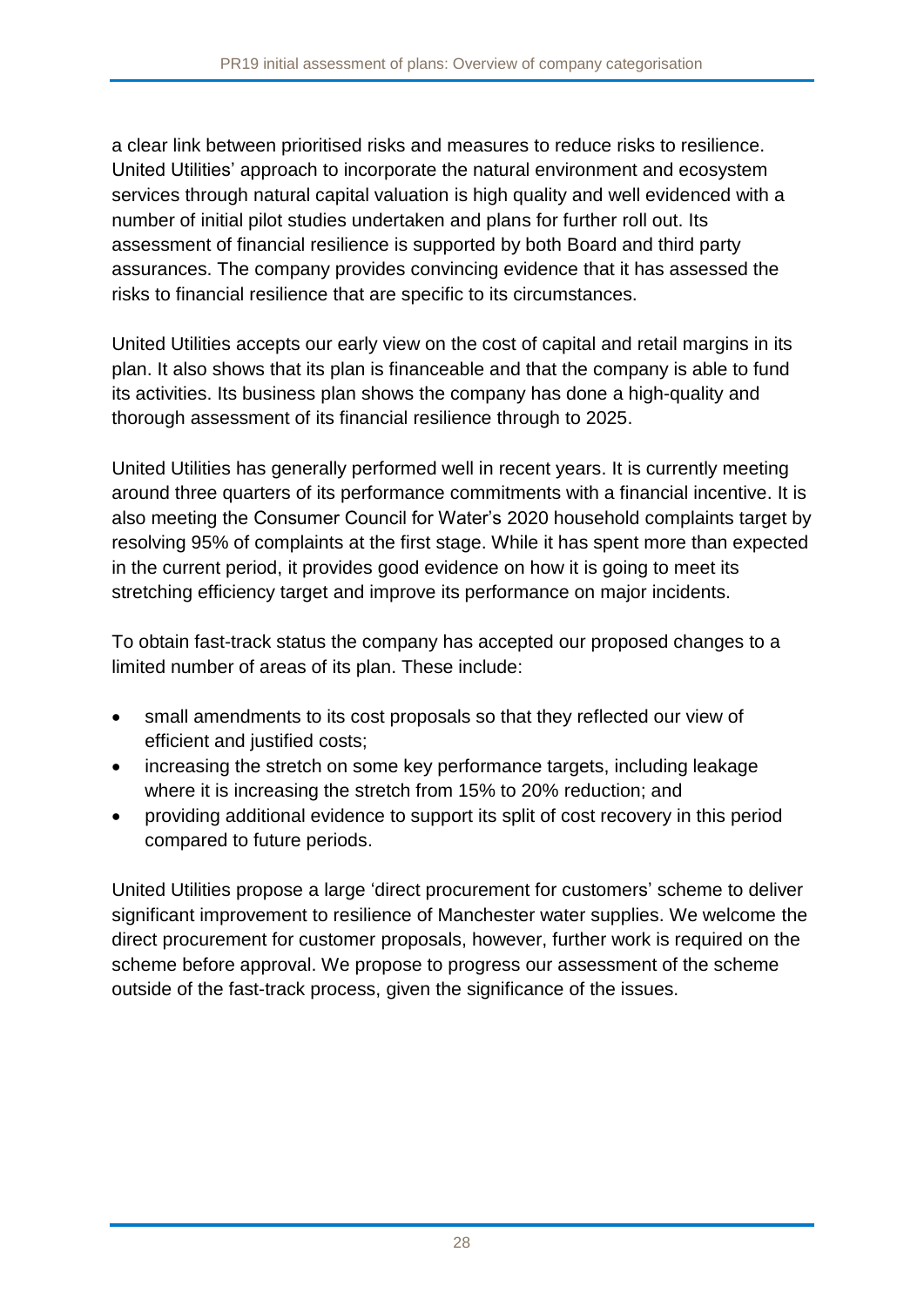a clear link between prioritised risks and measures to reduce risks to resilience. United Utilities' approach to incorporate the natural environment and ecosystem services through natural capital valuation is high quality and well evidenced with a number of initial pilot studies undertaken and plans for further roll out. Its assessment of financial resilience is supported by both Board and third party assurances. The company provides convincing evidence that it has assessed the risks to financial resilience that are specific to its circumstances.

United Utilities accepts our early view on the cost of capital and retail margins in its plan. It also shows that its plan is financeable and that the company is able to fund its activities. Its business plan shows the company has done a high-quality and thorough assessment of its financial resilience through to 2025.

United Utilities has generally performed well in recent years. It is currently meeting around three quarters of its performance commitments with a financial incentive. It is also meeting the Consumer Council for Water's 2020 household complaints target by resolving 95% of complaints at the first stage. While it has spent more than expected in the current period, it provides good evidence on how it is going to meet its stretching efficiency target and improve its performance on major incidents.

To obtain fast-track status the company has accepted our proposed changes to a limited number of areas of its plan. These include:

- small amendments to its cost proposals so that they reflected our view of efficient and justified costs;
- increasing the stretch on some key performance targets, including leakage where it is increasing the stretch from 15% to 20% reduction; and
- providing additional evidence to support its split of cost recovery in this period compared to future periods.

United Utilities propose a large 'direct procurement for customers' scheme to deliver significant improvement to resilience of Manchester water supplies. We welcome the direct procurement for customer proposals, however, further work is required on the scheme before approval. We propose to progress our assessment of the scheme outside of the fast-track process, given the significance of the issues.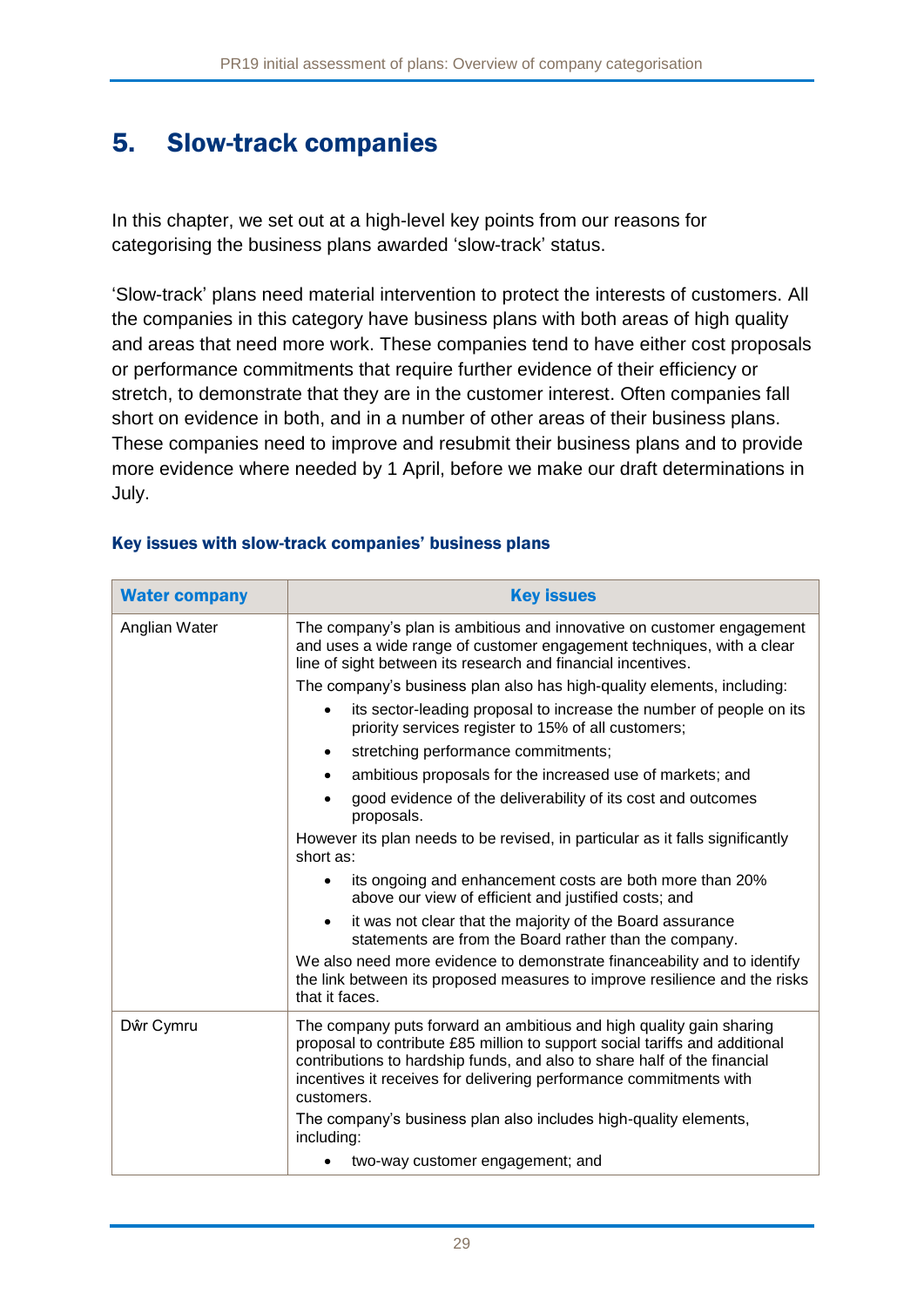# 5. Slow-track companies

In this chapter, we set out at a high-level key points from our reasons for categorising the business plans awarded 'slow-track' status.

'Slow-track' plans need material intervention to protect the interests of customers. All the companies in this category have business plans with both areas of high quality and areas that need more work. These companies tend to have either cost proposals or performance commitments that require further evidence of their efficiency or stretch, to demonstrate that they are in the customer interest. Often companies fall short on evidence in both, and in a number of other areas of their business plans. These companies need to improve and resubmit their business plans and to provide more evidence where needed by 1 April, before we make our draft determinations in July.

### Key issues with slow-track companies' business plans

| Water company | Key issues |
|---|---|
| Anglian Water | The company's plan is ambitious and innovative on customer engagement and uses a wide range of customer engagement techniques, with a clear line of sight between its research and financial incentives.<br>The company's business plan also has high-quality elements, including:<br>• its sector-leading proposal to increase the number of people on its priority services register to 15% of all customers;<br>• stretching performance commitments;<br>• ambitious proposals for the increased use of markets; and<br>• good evidence of the deliverability of its cost and outcomes proposals.<br>However its plan needs to be revised, in particular as it falls significantly short as:<br>• its ongoing and enhancement costs are both more than 20% above our view of efficient and justified costs; and<br>• it was not clear that the majority of the Board assurance statements are from the Board rather than the company.<br>We also need more evidence to demonstrate financeability and to identify the link between its proposed measures to improve resilience and the risks that it faces. |
| Dŵr Cymru | The company puts forward an ambitious and high quality gain sharing proposal to contribute £85 million to support social tariffs and additional contributions to hardship funds, and also to share half of the financial incentives it receives for delivering performance commitments with customers.<br>The company's business plan also includes high-quality elements, including:<br>• two-way customer engagement; and |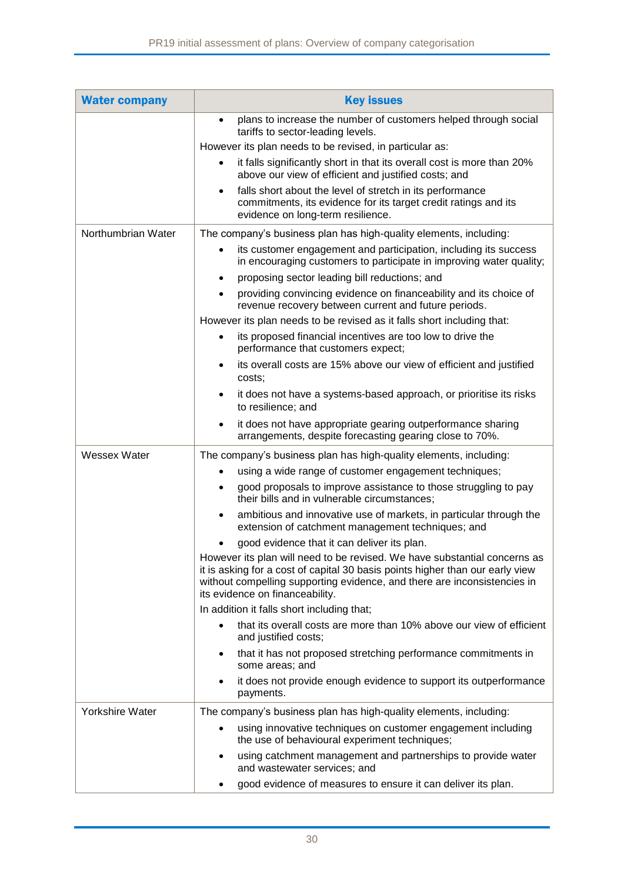| Water company | Key issues |
| --- | --- |
| | • plans to increase the number of customers helped through social tariffs to sector-leading levels.<br>However its plan needs to be revised, in particular as:<br>• it falls significantly short in that its overall cost is more than 20% above our view of efficient and justified costs; and<br>• falls short about the level of stretch in its performance commitments, its evidence for its target credit ratings and its evidence on long-term resilience. |
| Northumbrian Water | The company's business plan has high-quality elements, including:<br>• its customer engagement and participation, including its success in encouraging customers to participate in improving water quality;<br>• proposing sector leading bill reductions; and<br>• providing convincing evidence on financeability and its choice of revenue recovery between current and future periods.<br>However its plan needs to be revised as it falls short including that:<br>• its proposed financial incentives are too low to drive the performance that customers expect;<br>• its overall costs are 15% above our view of efficient and justified costs;<br>• it does not have a systems-based approach, or prioritise its risks to resilience; and<br>• it does not have appropriate gearing outperformance sharing arrangements, despite forecasting gearing close to 70%. |
| Wessex Water | The company's business plan has high-quality elements, including:<br>• using a wide range of customer engagement techniques;<br>• good proposals to improve assistance to those struggling to pay their bills and in vulnerable circumstances;<br>• ambitious and innovative use of markets, in particular through the extension of catchment management techniques; and<br>• good evidence that it can deliver its plan.<br>However its plan will need to be revised. We have substantial concerns as it is asking for a cost of capital 30 basis points higher than our early view without compelling supporting evidence, and there are inconsistencies in its evidence on financeability.<br>In addition it falls short including that;<br>• that its overall costs are more than 10% above our view of efficient and justified costs;<br>• that it has not proposed stretching performance commitments in some areas; and<br>• it does not provide enough evidence to support its outperformance payments. |
| Yorkshire Water | The company's business plan has high-quality elements, including:<br>• using innovative techniques on customer engagement including the use of behavioural experiment techniques;<br>• using catchment management and partnerships to provide water and wastewater services; and<br>• good evidence of measures to ensure it can deliver its plan. |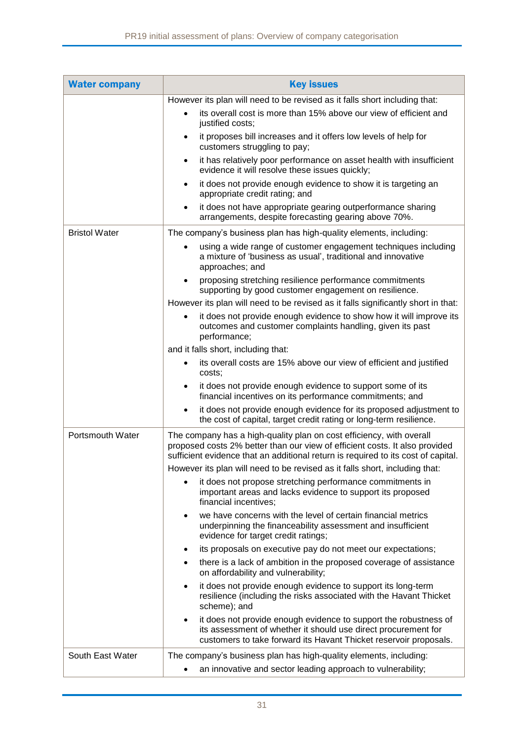| Water company | Key issues |
|---|---|
| | However its plan will need to be revised as it falls short including that:<br>• its overall cost is more than 15% above our view of efficient and justified costs;<br>• it proposes bill increases and it offers low levels of help for customers struggling to pay;<br>• it has relatively poor performance on asset health with insufficient evidence it will resolve these issues quickly;<br>• it does not provide enough evidence to show it is targeting an appropriate credit rating; and<br>• it does not have appropriate gearing outperformance sharing arrangements, despite forecasting gearing above 70%. |
| Bristol Water | The company's business plan has high-quality elements, including:<br>• using a wide range of customer engagement techniques including a mixture of 'business as usual', traditional and innovative approaches; and<br>• proposing stretching resilience performance commitments supporting by good customer engagement on resilience.<br>However its plan will need to be revised as it falls significantly short in that:<br>• it does not provide enough evidence to show how it will improve its outcomes and customer complaints handling, given its past performance;<br>and it falls short, including that:<br>• its overall costs are 15% above our view of efficient and justified costs;<br>• it does not provide enough evidence to support some of its financial incentives on its performance commitments; and<br>• it does not provide enough evidence for its proposed adjustment to the cost of capital, target credit rating or long-term resilience. |
| Portsmouth Water | The company has a high-quality plan on cost efficiency, with overall proposed costs 2% better than our view of efficient costs. It also provided sufficient evidence that an additional return is required to its cost of capital.<br>However its plan will need to be revised as it falls short, including that:<br>• it does not propose stretching performance commitments in important areas and lacks evidence to support its proposed financial incentives;<br>• we have concerns with the level of certain financial metrics underpinning the financeability assessment and insufficient evidence for target credit ratings;<br>• its proposals on executive pay do not meet our expectations;<br>• there is a lack of ambition in the proposed coverage of assistance on affordability and vulnerability;<br>• it does not provide enough evidence to support its long-term resilience (including the risks associated with the Havant Thicket scheme); and<br>• it does not provide enough evidence to support the robustness of its assessment of whether it should use direct procurement for customers to take forward its Havant Thicket reservoir proposals. |
| South East Water | The company's business plan has high-quality elements, including:<br>• an innovative and sector leading approach to vulnerability; |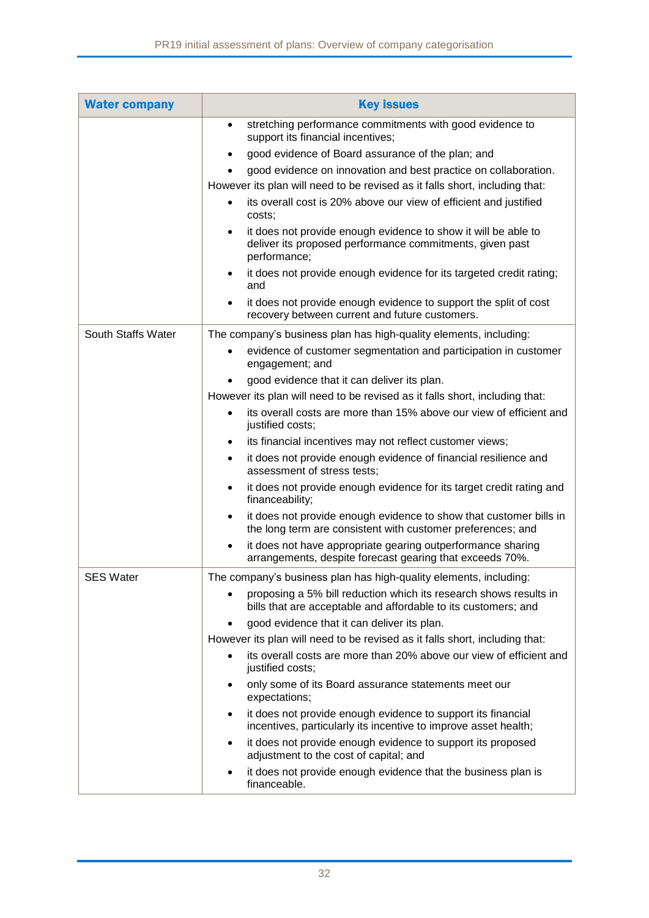| Water company | Key issues |
|---|---|
| | • stretching performance commitments with good evidence to support its financial incentives;<br>• good evidence of Board assurance of the plan; and<br>• good evidence on innovation and best practice on collaboration.<br>However its plan will need to be revised as it falls short, including that:<br>• its overall cost is 20% above our view of efficient and justified costs;<br>• it does not provide enough evidence to show it will be able to deliver its proposed performance commitments, given past performance;<br>• it does not provide enough evidence for its targeted credit rating; and<br>• it does not provide enough evidence to support the split of cost recovery between current and future customers. |
| South Staffs Water | The company's business plan has high-quality elements, including:<br>• evidence of customer segmentation and participation in customer engagement; and<br>• good evidence that it can deliver its plan.<br>However its plan will need to be revised as it falls short, including that:<br>• its overall costs are more than 15% above our view of efficient and justified costs;<br>• its financial incentives may not reflect customer views;<br>• it does not provide enough evidence of financial resilience and assessment of stress tests;<br>• it does not provide enough evidence for its target credit rating and financeability;<br>• it does not provide enough evidence to show that customer bills in the long term are consistent with customer preferences; and<br>• it does not have appropriate gearing outperformance sharing arrangements, despite forecast gearing that exceeds 70%. |
| SES Water | The company's business plan has high-quality elements, including:<br>• proposing a 5% bill reduction which its research shows results in bills that are acceptable and affordable to its customers; and<br>• good evidence that it can deliver its plan.<br>However its plan will need to be revised as it falls short, including that:<br>• its overall costs are more than 20% above our view of efficient and justified costs;<br>• only some of its Board assurance statements meet our expectations;<br>• it does not provide enough evidence to support its financial incentives, particularly its incentive to improve asset health;<br>• it does not provide enough evidence to support its proposed adjustment to the cost of capital; and<br>• it does not provide enough evidence that the business plan is financeable. |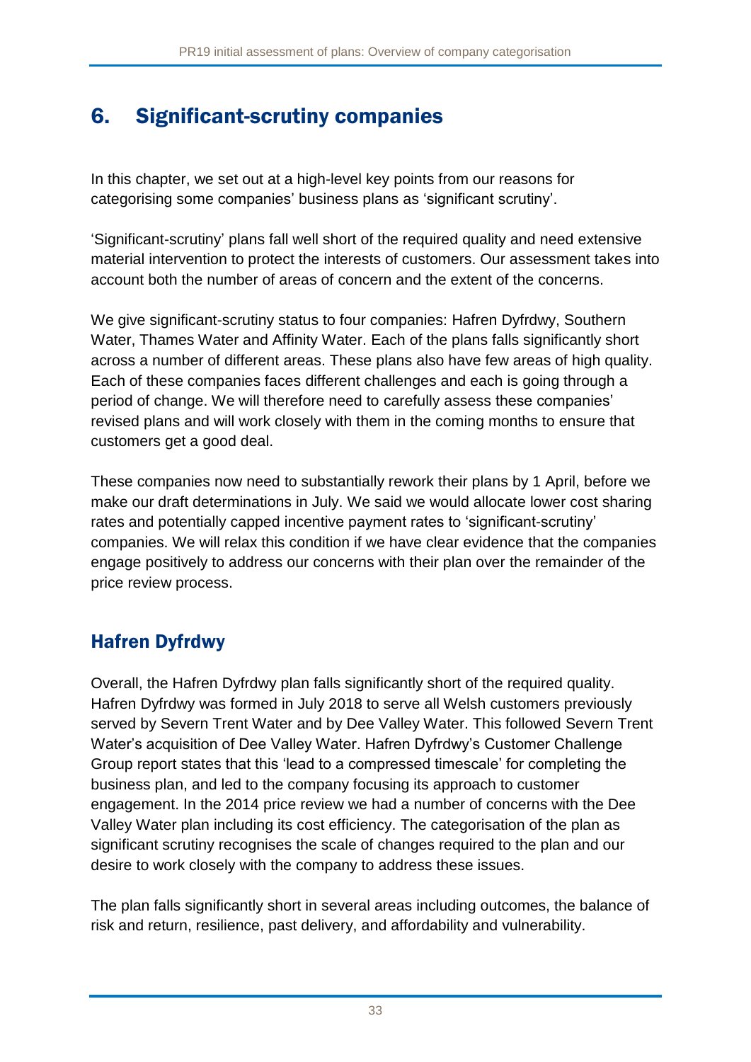# 6. Significant-scrutiny companies

In this chapter, we set out at a high-level key points from our reasons for categorising some companies' business plans as 'significant scrutiny'.

'Significant-scrutiny' plans fall well short of the required quality and need extensive material intervention to protect the interests of customers. Our assessment takes into account both the number of areas of concern and the extent of the concerns.

We give significant-scrutiny status to four companies: Hafren Dyfrdwy, Southern Water, Thames Water and Affinity Water. Each of the plans falls significantly short across a number of different areas. These plans also have few areas of high quality. Each of these companies faces different challenges and each is going through a period of change. We will therefore need to carefully assess these companies' revised plans and will work closely with them in the coming months to ensure that customers get a good deal.

These companies now need to substantially rework their plans by 1 April, before we make our draft determinations in July. We said we would allocate lower cost sharing rates and potentially capped incentive payment rates to 'significant-scrutiny' companies. We will relax this condition if we have clear evidence that the companies engage positively to address our concerns with their plan over the remainder of the price review process.

## Hafren Dyfrdwy

Overall, the Hafren Dyfrdwy plan falls significantly short of the required quality. Hafren Dyfrdwy was formed in July 2018 to serve all Welsh customers previously served by Severn Trent Water and by Dee Valley Water. This followed Severn Trent Water's acquisition of Dee Valley Water. Hafren Dyfrdwy's Customer Challenge Group report states that this 'lead to a compressed timescale' for completing the business plan, and led to the company focusing its approach to customer engagement. In the 2014 price review we had a number of concerns with the Dee Valley Water plan including its cost efficiency. The categorisation of the plan as significant scrutiny recognises the scale of changes required to the plan and our desire to work closely with the company to address these issues.

The plan falls significantly short in several areas including outcomes, the balance of risk and return, resilience, past delivery, and affordability and vulnerability.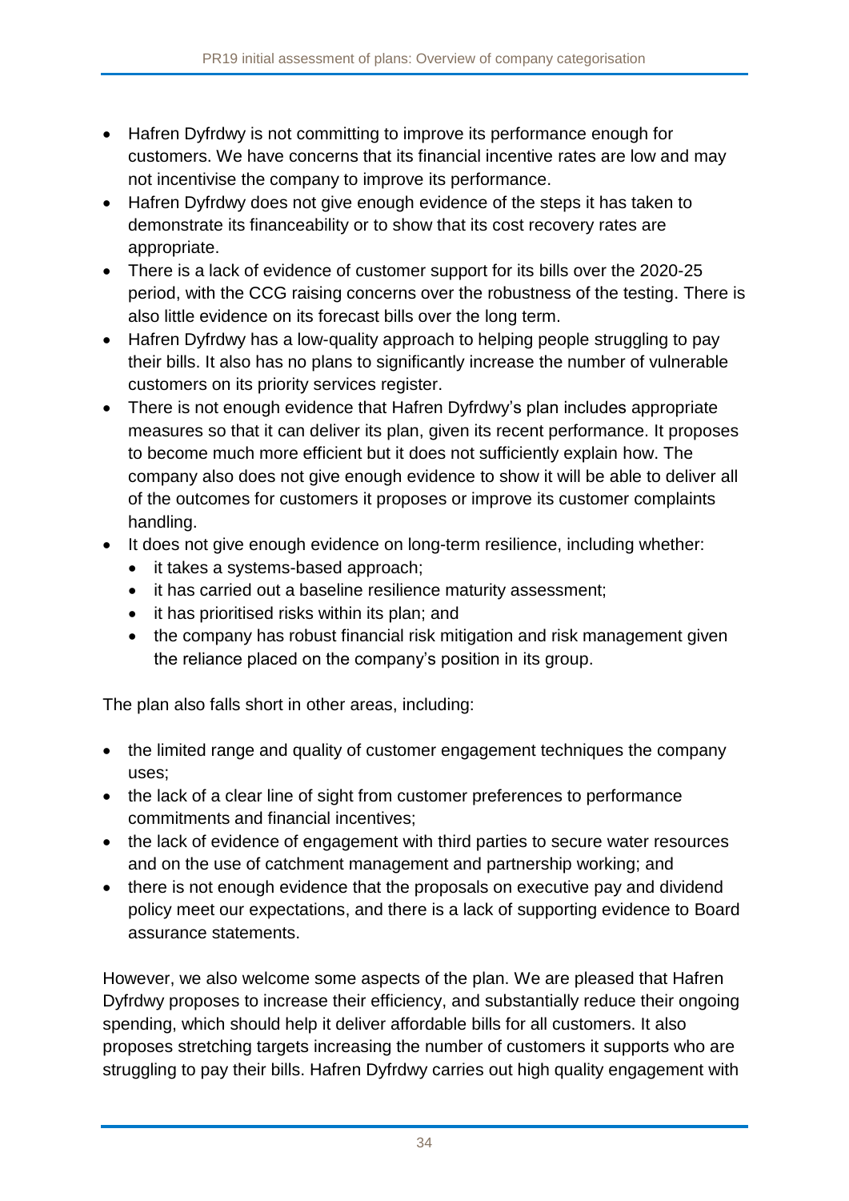- Hafren Dyfrdwy is not committing to improve its performance enough for customers. We have concerns that its financial incentive rates are low and may not incentivise the company to improve its performance.
- Hafren Dyfrdwy does not give enough evidence of the steps it has taken to demonstrate its financeability or to show that its cost recovery rates are appropriate.
- There is a lack of evidence of customer support for its bills over the 2020-25 period, with the CCG raising concerns over the robustness of the testing. There is also little evidence on its forecast bills over the long term.
- Hafren Dyfrdwy has a low-quality approach to helping people struggling to pay their bills. It also has no plans to significantly increase the number of vulnerable customers on its priority services register.
- There is not enough evidence that Hafren Dyfrdwy's plan includes appropriate measures so that it can deliver its plan, given its recent performance. It proposes to become much more efficient but it does not sufficiently explain how. The company also does not give enough evidence to show it will be able to deliver all of the outcomes for customers it proposes or improve its customer complaints handling.
- It does not give enough evidence on long-term resilience, including whether:
  - it takes a systems-based approach;
  - it has carried out a baseline resilience maturity assessment;
  - it has prioritised risks within its plan; and
  - the company has robust financial risk mitigation and risk management given the reliance placed on the company's position in its group.

The plan also falls short in other areas, including:

- the limited range and quality of customer engagement techniques the company uses;
- the lack of a clear line of sight from customer preferences to performance commitments and financial incentives;
- the lack of evidence of engagement with third parties to secure water resources and on the use of catchment management and partnership working; and
- there is not enough evidence that the proposals on executive pay and dividend policy meet our expectations, and there is a lack of supporting evidence to Board assurance statements.

However, we also welcome some aspects of the plan. We are pleased that Hafren Dyfrdwy proposes to increase their efficiency, and substantially reduce their ongoing spending, which should help it deliver affordable bills for all customers. It also proposes stretching targets increasing the number of customers it supports who are struggling to pay their bills. Hafren Dyfrdwy carries out high quality engagement with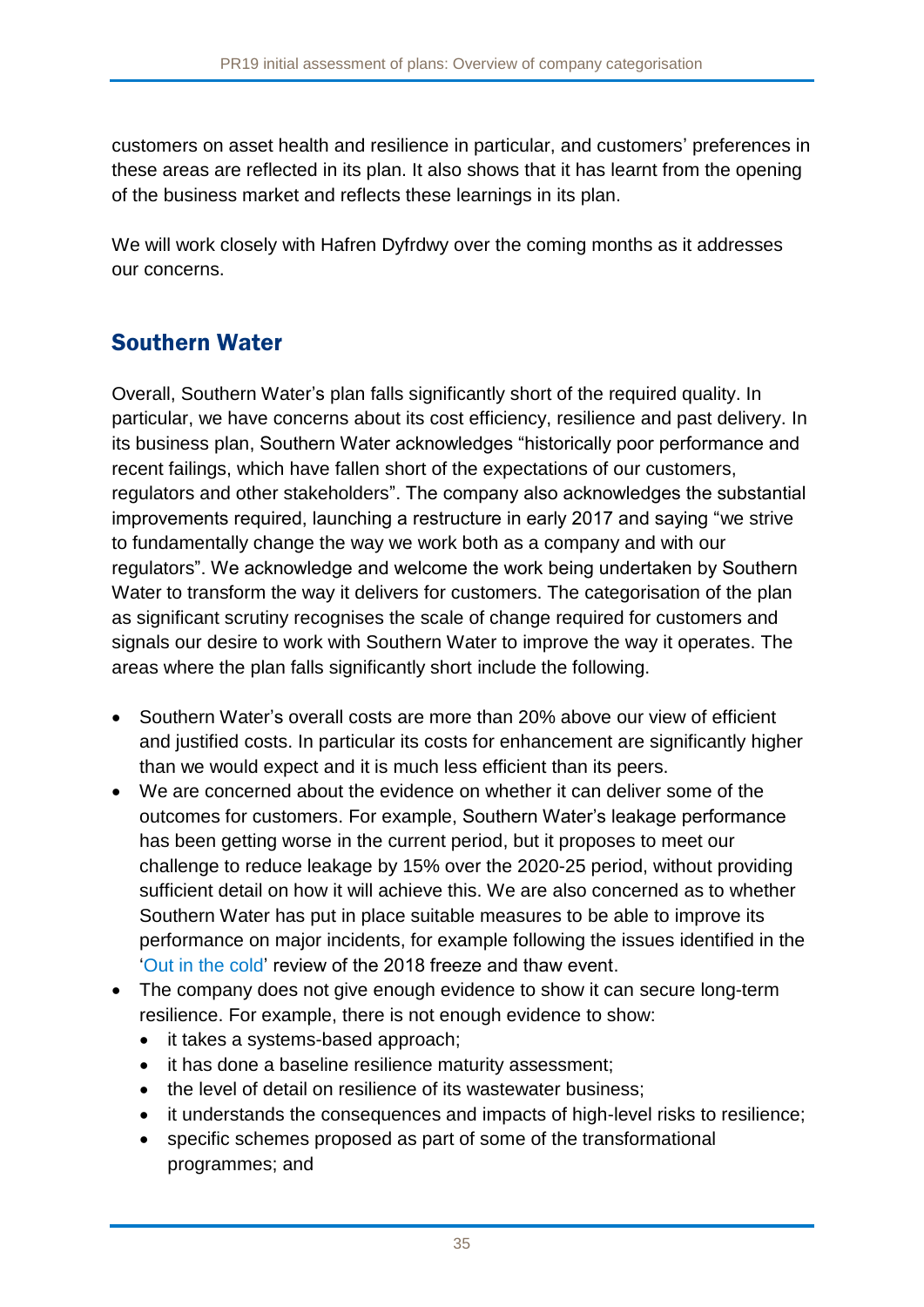customers on asset health and resilience in particular, and customers' preferences in these areas are reflected in its plan. It also shows that it has learnt from the opening of the business market and reflects these learnings in its plan.

We will work closely with Hafren Dyfrdwy over the coming months as it addresses our concerns.

## Southern Water

Overall, Southern Water's plan falls significantly short of the required quality. In particular, we have concerns about its cost efficiency, resilience and past delivery. In its business plan, Southern Water acknowledges "historically poor performance and recent failings, which have fallen short of the expectations of our customers, regulators and other stakeholders". The company also acknowledges the substantial improvements required, launching a restructure in early 2017 and saying "we strive to fundamentally change the way we work both as a company and with our regulators". We acknowledge and welcome the work being undertaken by Southern Water to transform the way it delivers for customers. The categorisation of the plan as significant scrutiny recognises the scale of change required for customers and signals our desire to work with Southern Water to improve the way it operates. The areas where the plan falls significantly short include the following.

- Southern Water's overall costs are more than 20% above our view of efficient and justified costs. In particular its costs for enhancement are significantly higher than we would expect and it is much less efficient than its peers.
- We are concerned about the evidence on whether it can deliver some of the outcomes for customers. For example, Southern Water's leakage performance has been getting worse in the current period, but it proposes to meet our challenge to reduce leakage by 15% over the 2020-25 period, without providing sufficient detail on how it will achieve this. We are also concerned as to whether Southern Water has put in place suitable measures to be able to improve its performance on major incidents, for example following the issues identified in the 'Out in the cold' review of the 2018 freeze and thaw event.
- The company does not give enough evidence to show it can secure long-term resilience. For example, there is not enough evidence to show:
  - it takes a systems-based approach;
  - it has done a baseline resilience maturity assessment;
  - the level of detail on resilience of its wastewater business;
  - it understands the consequences and impacts of high-level risks to resilience;
  - specific schemes proposed as part of some of the transformational programmes; and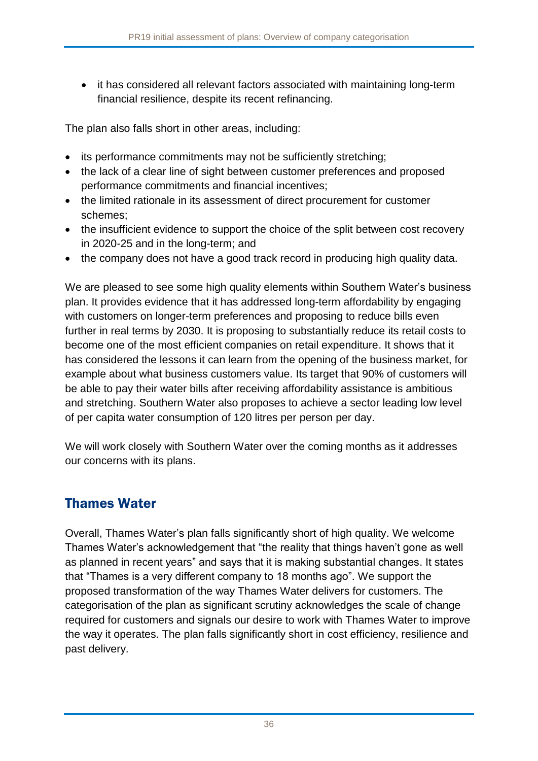- it has considered all relevant factors associated with maintaining long-term financial resilience, despite its recent refinancing.

The plan also falls short in other areas, including:

- its performance commitments may not be sufficiently stretching;
- the lack of a clear line of sight between customer preferences and proposed performance commitments and financial incentives;
- the limited rationale in its assessment of direct procurement for customer schemes;
- the insufficient evidence to support the choice of the split between cost recovery in 2020-25 and in the long-term; and
- the company does not have a good track record in producing high quality data.

We are pleased to see some high quality elements within Southern Water's business plan. It provides evidence that it has addressed long-term affordability by engaging with customers on longer-term preferences and proposing to reduce bills even further in real terms by 2030. It is proposing to substantially reduce its retail costs to become one of the most efficient companies on retail expenditure. It shows that it has considered the lessons it can learn from the opening of the business market, for example about what business customers value. Its target that 90% of customers will be able to pay their water bills after receiving affordability assistance is ambitious and stretching. Southern Water also proposes to achieve a sector leading low level of per capita water consumption of 120 litres per person per day.

We will work closely with Southern Water over the coming months as it addresses our concerns with its plans.

## Thames Water

Overall, Thames Water's plan falls significantly short of high quality. We welcome Thames Water's acknowledgement that "the reality that things haven't gone as well as planned in recent years" and says that it is making substantial changes. It states that "Thames is a very different company to 18 months ago". We support the proposed transformation of the way Thames Water delivers for customers. The categorisation of the plan as significant scrutiny acknowledges the scale of change required for customers and signals our desire to work with Thames Water to improve the way it operates. The plan falls significantly short in cost efficiency, resilience and past delivery.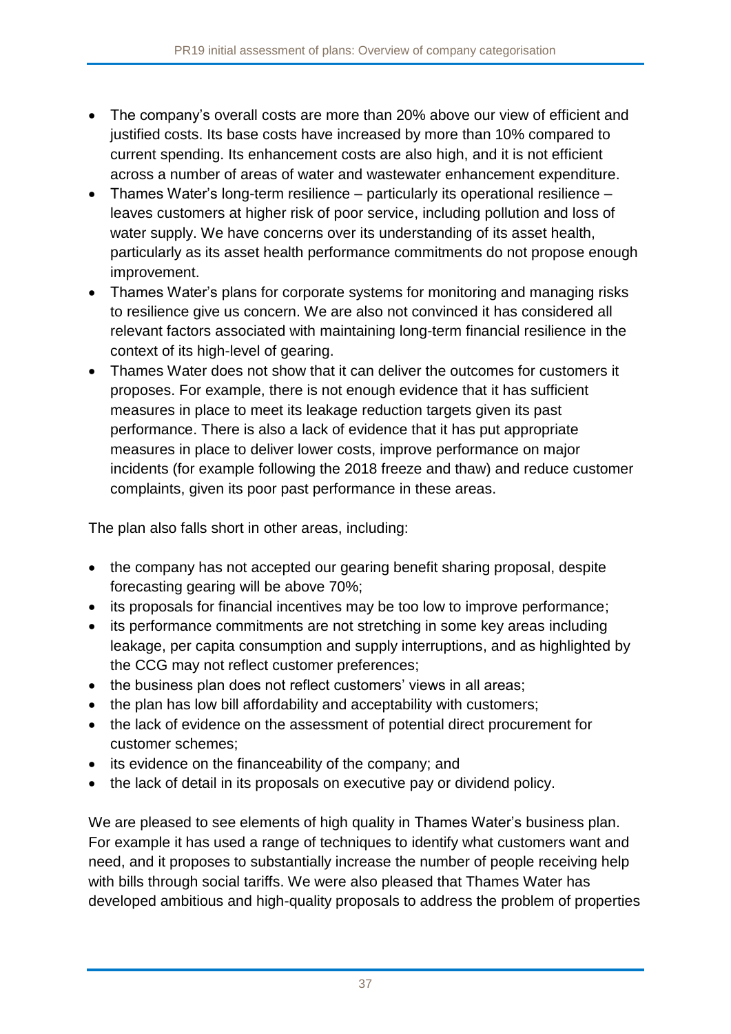- The company's overall costs are more than 20% above our view of efficient and justified costs. Its base costs have increased by more than 10% compared to current spending. Its enhancement costs are also high, and it is not efficient across a number of areas of water and wastewater enhancement expenditure.
- Thames Water's long-term resilience – particularly its operational resilience – leaves customers at higher risk of poor service, including pollution and loss of water supply. We have concerns over its understanding of its asset health, particularly as its asset health performance commitments do not propose enough improvement.
- Thames Water's plans for corporate systems for monitoring and managing risks to resilience give us concern. We are also not convinced it has considered all relevant factors associated with maintaining long-term financial resilience in the context of its high-level of gearing.
- Thames Water does not show that it can deliver the outcomes for customers it proposes. For example, there is not enough evidence that it has sufficient measures in place to meet its leakage reduction targets given its past performance. There is also a lack of evidence that it has put appropriate measures in place to deliver lower costs, improve performance on major incidents (for example following the 2018 freeze and thaw) and reduce customer complaints, given its poor past performance in these areas.

The plan also falls short in other areas, including:

- the company has not accepted our gearing benefit sharing proposal, despite forecasting gearing will be above 70%;
- its proposals for financial incentives may be too low to improve performance;
- its performance commitments are not stretching in some key areas including leakage, per capita consumption and supply interruptions, and as highlighted by the CCG may not reflect customer preferences;
- the business plan does not reflect customers' views in all areas;
- the plan has low bill affordability and acceptability with customers;
- the lack of evidence on the assessment of potential direct procurement for customer schemes;
- its evidence on the financeability of the company; and
- the lack of detail in its proposals on executive pay or dividend policy.

We are pleased to see elements of high quality in Thames Water's business plan. For example it has used a range of techniques to identify what customers want and need, and it proposes to substantially increase the number of people receiving help with bills through social tariffs. We were also pleased that Thames Water has developed ambitious and high-quality proposals to address the problem of properties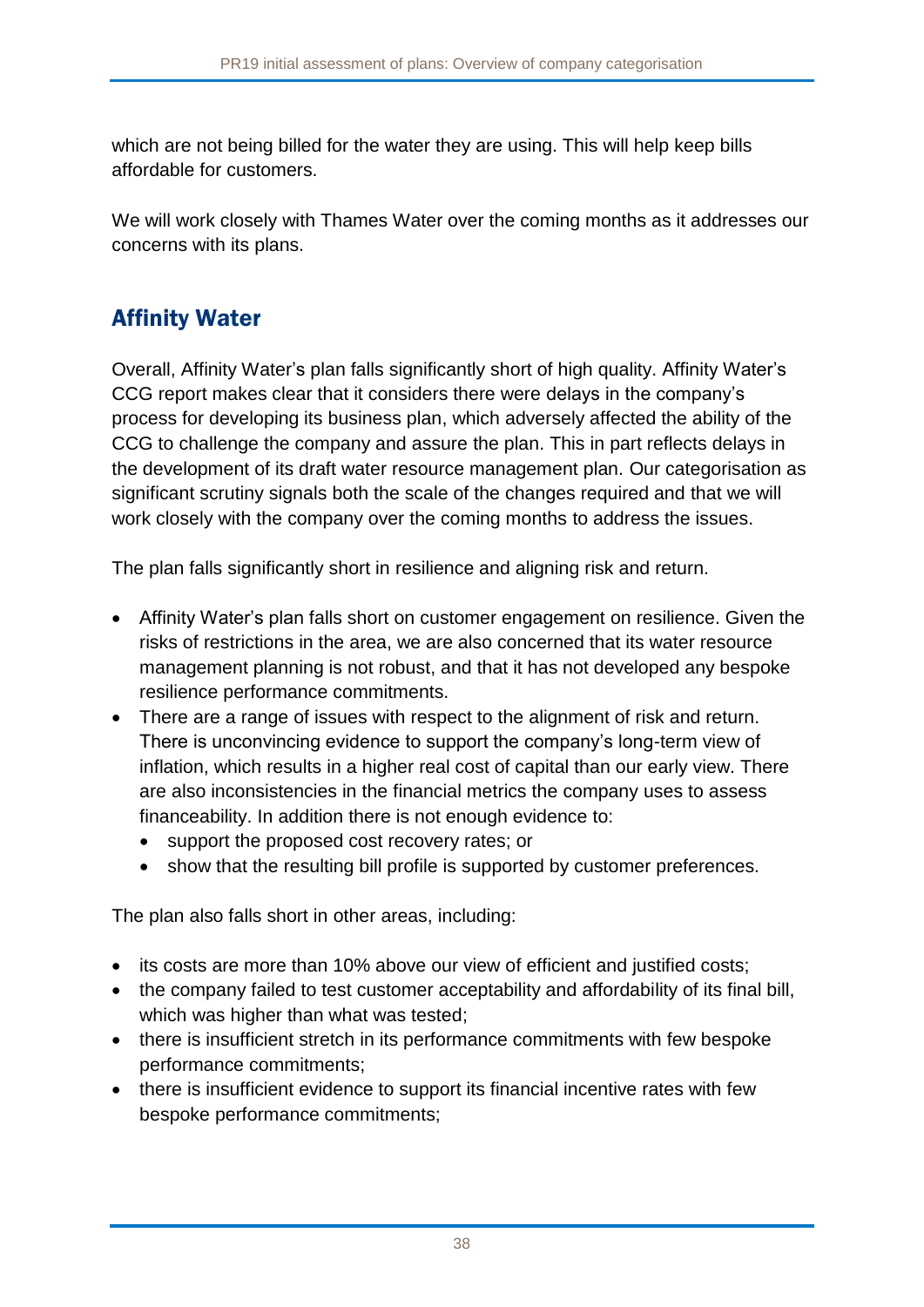which are not being billed for the water they are using. This will help keep bills affordable for customers.

We will work closely with Thames Water over the coming months as it addresses our concerns with its plans.

## Affinity Water

Overall, Affinity Water's plan falls significantly short of high quality. Affinity Water's CCG report makes clear that it considers there were delays in the company's process for developing its business plan, which adversely affected the ability of the CCG to challenge the company and assure the plan. This in part reflects delays in the development of its draft water resource management plan. Our categorisation as significant scrutiny signals both the scale of the changes required and that we will work closely with the company over the coming months to address the issues.

The plan falls significantly short in resilience and aligning risk and return.

- Affinity Water's plan falls short on customer engagement on resilience. Given the risks of restrictions in the area, we are also concerned that its water resource management planning is not robust, and that it has not developed any bespoke resilience performance commitments.
- There are a range of issues with respect to the alignment of risk and return. There is unconvincing evidence to support the company's long-term view of inflation, which results in a higher real cost of capital than our early view. There are also inconsistencies in the financial metrics the company uses to assess financeability. In addition there is not enough evidence to:
  - support the proposed cost recovery rates; or
  - show that the resulting bill profile is supported by customer preferences.

The plan also falls short in other areas, including:

- its costs are more than 10% above our view of efficient and justified costs;
- the company failed to test customer acceptability and affordability of its final bill, which was higher than what was tested;
- there is insufficient stretch in its performance commitments with few bespoke performance commitments;
- there is insufficient evidence to support its financial incentive rates with few bespoke performance commitments;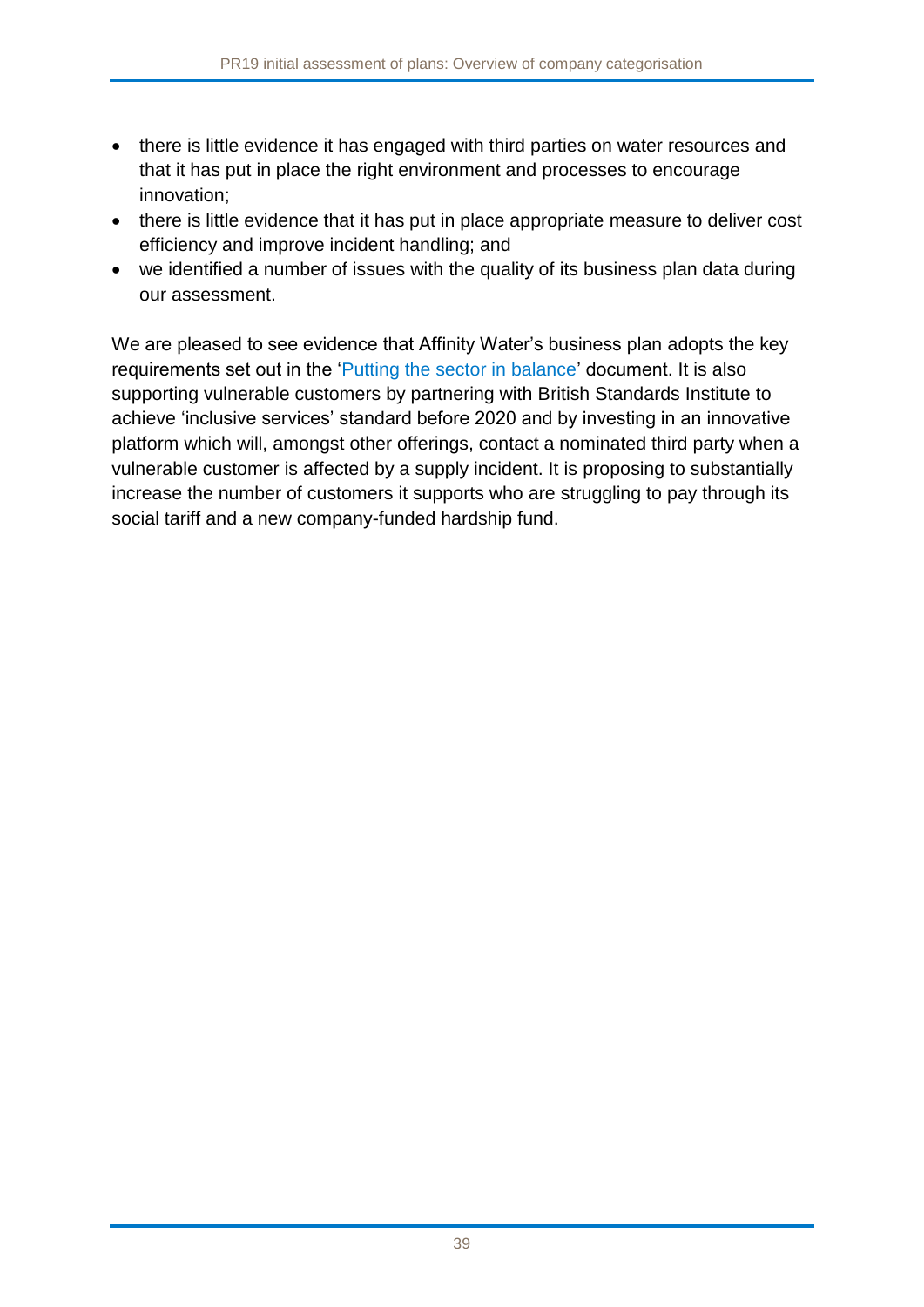- there is little evidence it has engaged with third parties on water resources and that it has put in place the right environment and processes to encourage innovation;
- there is little evidence that it has put in place appropriate measure to deliver cost efficiency and improve incident handling; and
- we identified a number of issues with the quality of its business plan data during our assessment.

We are pleased to see evidence that Affinity Water's business plan adopts the key requirements set out in the 'Putting the sector in balance' document. It is also supporting vulnerable customers by partnering with British Standards Institute to achieve 'inclusive services' standard before 2020 and by investing in an innovative platform which will, amongst other offerings, contact a nominated third party when a vulnerable customer is affected by a supply incident. It is proposing to substantially increase the number of customers it supports who are struggling to pay through its social tariff and a new company-funded hardship fund.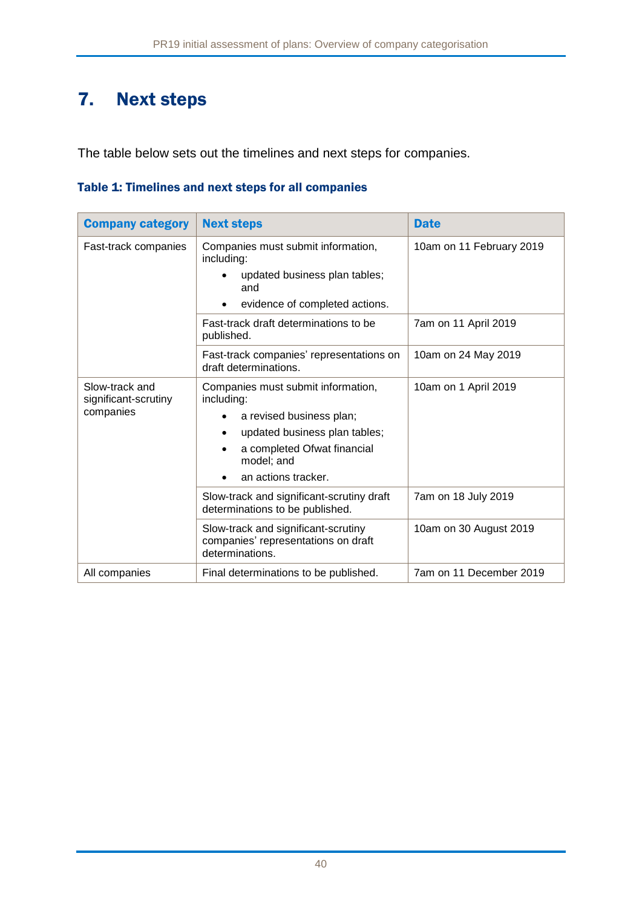# 7. Next steps

The table below sets out the timelines and next steps for companies.

**Table 1: Timelines and next steps for all companies**

| Company category | Next steps | Date |
|---|---|---|
| Fast-track companies | Companies must submit information, including:<br>• updated business plan tables; and<br>• evidence of completed actions. | 10am on 11 February 2019 |
| | Fast-track draft determinations to be published. | 7am on 11 April 2019 |
| | Fast-track companies' representations on draft determinations. | 10am on 24 May 2019 |
| Slow-track and significant-scrutiny companies | Companies must submit information, including:<br>• a revised business plan;<br>• updated business plan tables;<br>• a completed Ofwat financial model; and<br>• an actions tracker. | 10am on 1 April 2019 |
| | Slow-track and significant-scrutiny draft determinations to be published. | 7am on 18 July 2019 |
| | Slow-track and significant-scrutiny companies' representations on draft determinations. | 10am on 30 August 2019 |
| All companies | Final determinations to be published. | 7am on 11 December 2019 |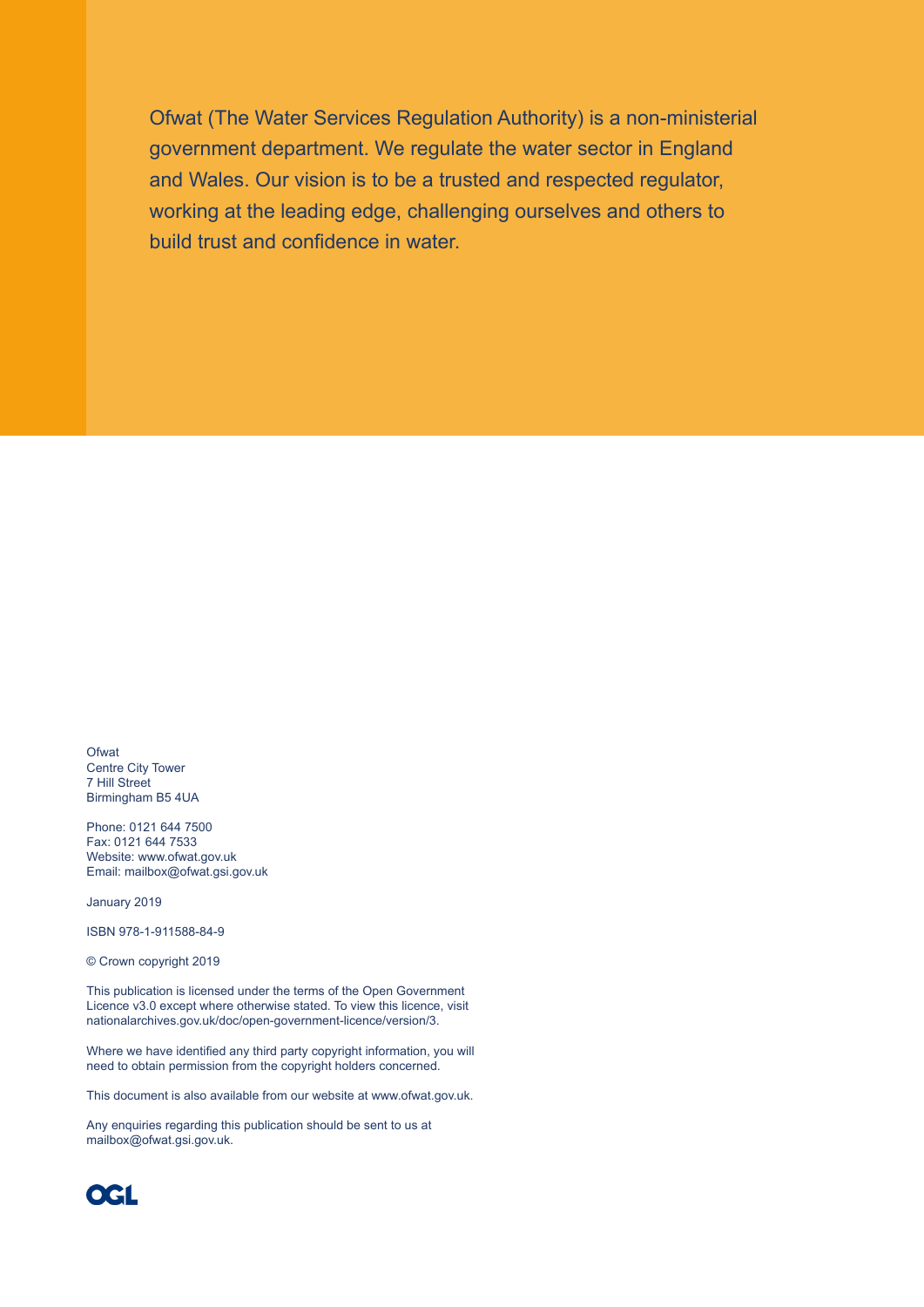Ofwat (The Water Services Regulation Authority) is a non-ministerial government department. We regulate the water sector in England and Wales. Our vision is to be a trusted and respected regulator, working at the leading edge, challenging ourselves and others to build trust and confidence in water.

Ofwat
Centre City Tower
7 Hill Street
Birmingham B5 4UA

Phone: 0121 644 7500
Fax: 0121 644 7533
Website: www.ofwat.gov.uk
Email: mailbox@ofwat.gsi.gov.uk

January 2019

ISBN 978-1-911588-84-9

© Crown copyright 2019

This publication is licensed under the terms of the Open Government Licence v3.0 except where otherwise stated. To view this licence, visit nationalarchives.gov.uk/doc/open-government-licence/version/3.

Where we have identified any third party copyright information, you will need to obtain permission from the copyright holders concerned.

This document is also available from our website at www.ofwat.gov.uk.

Any enquiries regarding this publication should be sent to us at mailbox@ofwat.gsi.gov.uk.

OGL